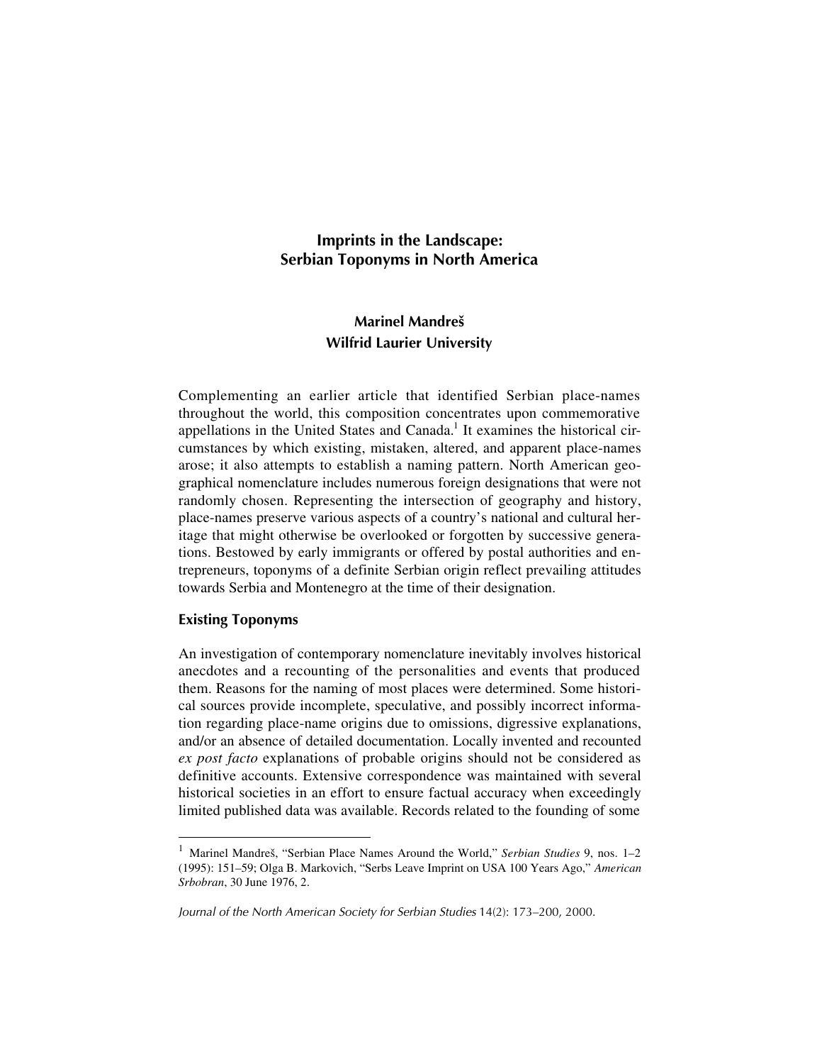# Imprints in the Landscape: Serbian Toponyms in North America

**Marinel Mandreš**
**Wilfrid Laurier University**

Complementing an earlier article that identified Serbian place-names throughout the world, this composition concentrates upon commemorative appellations in the United States and Canada.[1] It examines the historical circumstances by which existing, mistaken, altered, and apparent place-names arose; it also attempts to establish a naming pattern. North American geographical nomenclature includes numerous foreign designations that were not randomly chosen. Representing the intersection of geography and history, place-names preserve various aspects of a country's national and cultural heritage that might otherwise be overlooked or forgotten by successive generations. Bestowed by early immigrants or offered by postal authorities and entrepreneurs, toponyms of a definite Serbian origin reflect prevailing attitudes towards Serbia and Montenegro at the time of their designation.

## Existing Toponyms

An investigation of contemporary nomenclature inevitably involves historical anecdotes and a recounting of the personalities and events that produced them. Reasons for the naming of most places were determined. Some historical sources provide incomplete, speculative, and possibly incorrect information regarding place-name origins due to omissions, digressive explanations, and/or an absence of detailed documentation. Locally invented and recounted *ex post facto* explanations of probable origins should not be considered as definitive accounts. Extensive correspondence was maintained with several historical societies in an effort to ensure factual accuracy when exceedingly limited published data was available. Records related to the founding of some

---

[1] Marinel Mandreš, "Serbian Place Names Around the World," *Serbian Studies* 9, nos. 1–2 (1995): 151–59; Olga B. Markovich, "Serbs Leave Imprint on USA 100 Years Ago," *American Srbobran*, 30 June 1976, 2.

*Journal of the North American Society for Serbian Studies* 14(2): 173–200, 2000.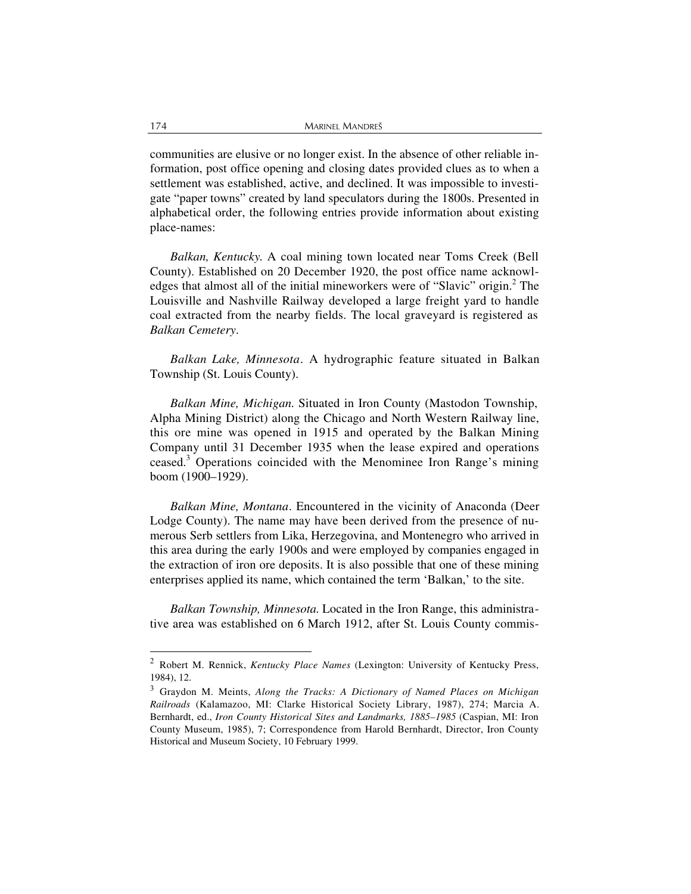communities are elusive or no longer exist. In the absence of other reliable information, post office opening and closing dates provided clues as to when a settlement was established, active, and declined. It was impossible to investigate "paper towns" created by land speculators during the 1800s. Presented in alphabetical order, the following entries provide information about existing place-names:

*Balkan, Kentucky.* A coal mining town located near Toms Creek (Bell County). Established on 20 December 1920, the post office name acknowledges that almost all of the initial mineworkers were of "Slavic" origin.[2] The Louisville and Nashville Railway developed a large freight yard to handle coal extracted from the nearby fields. The local graveyard is registered as *Balkan Cemetery*.

*Balkan Lake, Minnesota*. A hydrographic feature situated in Balkan Township (St. Louis County).

*Balkan Mine, Michigan.* Situated in Iron County (Mastodon Township, Alpha Mining District) along the Chicago and North Western Railway line, this ore mine was opened in 1915 and operated by the Balkan Mining Company until 31 December 1935 when the lease expired and operations ceased.[3] Operations coincided with the Menominee Iron Range's mining boom (1900–1929).

*Balkan Mine, Montana*. Encountered in the vicinity of Anaconda (Deer Lodge County). The name may have been derived from the presence of numerous Serb settlers from Lika, Herzegovina, and Montenegro who arrived in this area during the early 1900s and were employed by companies engaged in the extraction of iron ore deposits. It is also possible that one of these mining enterprises applied its name, which contained the term 'Balkan,' to the site.

*Balkan Township, Minnesota.* Located in the Iron Range, this administrative area was established on 6 March 1912, after St. Louis County commis-

---

[2] Robert M. Rennick, *Kentucky Place Names* (Lexington: University of Kentucky Press, 1984), 12.

[3] Graydon M. Meints, *Along the Tracks: A Dictionary of Named Places on Michigan Railroads* (Kalamazoo, MI: Clarke Historical Society Library, 1987), 274; Marcia A. Bernhardt, ed., *Iron County Historical Sites and Landmarks, 1885–1985* (Caspian, MI: Iron County Museum, 1985), 7; Correspondence from Harold Bernhardt, Director, Iron County Historical and Museum Society, 10 February 1999.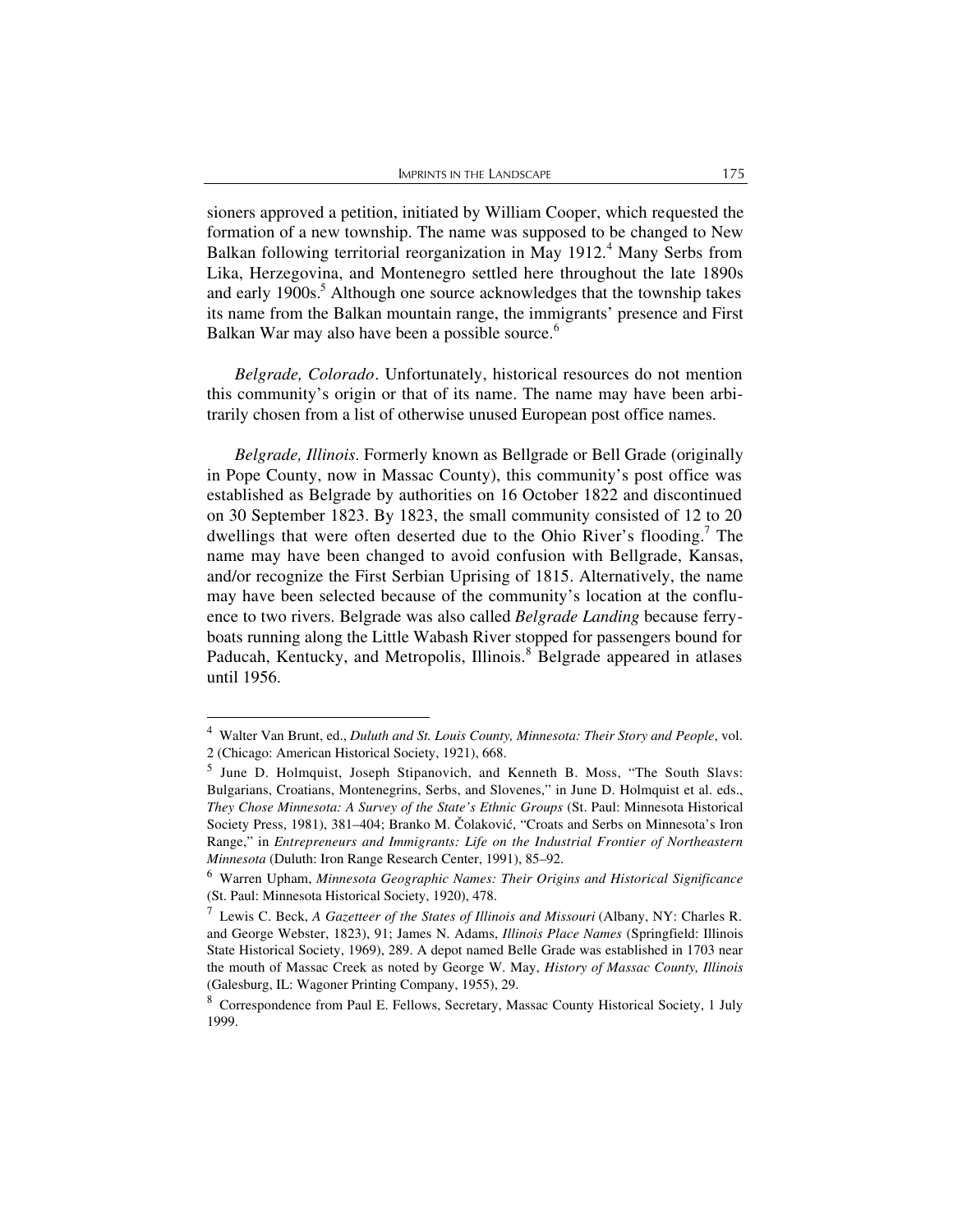sioners approved a petition, initiated by William Cooper, which requested the formation of a new township. The name was supposed to be changed to New Balkan following territorial reorganization in May 1912.[4] Many Serbs from Lika, Herzegovina, and Montenegro settled here throughout the late 1890s and early 1900s.[5] Although one source acknowledges that the township takes its name from the Balkan mountain range, the immigrants' presence and First Balkan War may also have been a possible source.[6]

*Belgrade, Colorado*. Unfortunately, historical resources do not mention this community's origin or that of its name. The name may have been arbitrarily chosen from a list of otherwise unused European post office names.

*Belgrade, Illinois*. Formerly known as Bellgrade or Bell Grade (originally in Pope County, now in Massac County), this community's post office was established as Belgrade by authorities on 16 October 1822 and discontinued on 30 September 1823. By 1823, the small community consisted of 12 to 20 dwellings that were often deserted due to the Ohio River's flooding.[7] The name may have been changed to avoid confusion with Bellgrade, Kansas, and/or recognize the First Serbian Uprising of 1815. Alternatively, the name may have been selected because of the community's location at the confluence to two rivers. Belgrade was also called *Belgrade Landing* because ferryboats running along the Little Wabash River stopped for passengers bound for Paducah, Kentucky, and Metropolis, Illinois.[8] Belgrade appeared in atlases until 1956.

---

[4] Walter Van Brunt, ed., *Duluth and St. Louis County, Minnesota: Their Story and People*, vol. 2 (Chicago: American Historical Society, 1921), 668.

[5] June D. Holmquist, Joseph Stipanovich, and Kenneth B. Moss, "The South Slavs: Bulgarians, Croatians, Montenegrins, Serbs, and Slovenes," in June D. Holmquist et al. eds., *They Chose Minnesota: A Survey of the State's Ethnic Groups* (St. Paul: Minnesota Historical Society Press, 1981), 381–404; Branko M. Čolaković, "Croats and Serbs on Minnesota's Iron Range," in *Entrepreneurs and Immigrants: Life on the Industrial Frontier of Northeastern Minnesota* (Duluth: Iron Range Research Center, 1991), 85–92.

[6] Warren Upham, *Minnesota Geographic Names: Their Origins and Historical Significance* (St. Paul: Minnesota Historical Society, 1920), 478.

[7] Lewis C. Beck, *A Gazetteer of the States of Illinois and Missouri* (Albany, NY: Charles R. and George Webster, 1823), 91; James N. Adams, *Illinois Place Names* (Springfield: Illinois State Historical Society, 1969), 289. A depot named Belle Grade was established in 1703 near the mouth of Massac Creek as noted by George W. May, *History of Massac County, Illinois* (Galesburg, IL: Wagoner Printing Company, 1955), 29.

[8] Correspondence from Paul E. Fellows, Secretary, Massac County Historical Society, 1 July 1999.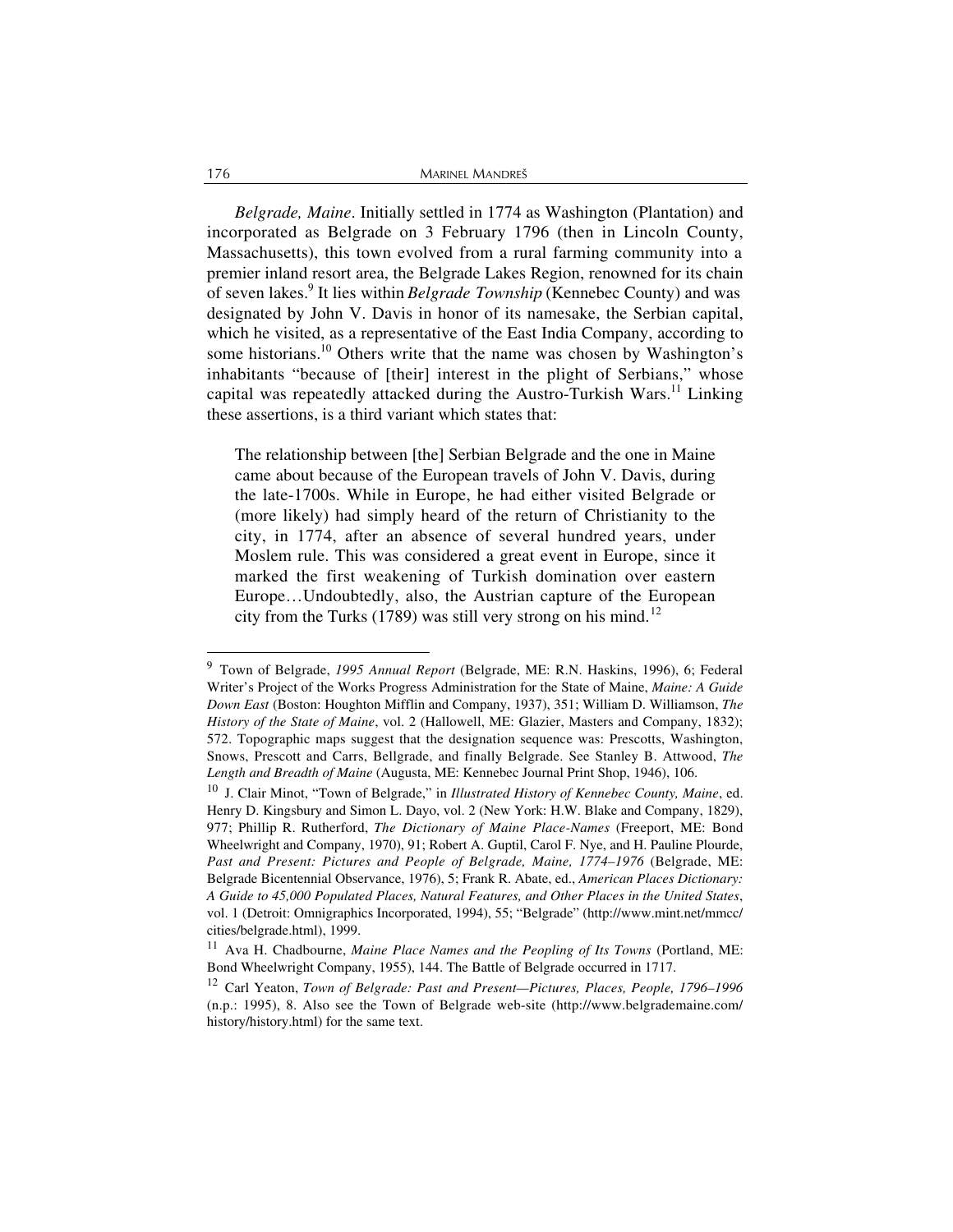*Belgrade, Maine*. Initially settled in 1774 as Washington (Plantation) and incorporated as Belgrade on 3 February 1796 (then in Lincoln County, Massachusetts), this town evolved from a rural farming community into a premier inland resort area, the Belgrade Lakes Region, renowned for its chain of seven lakes.[9] It lies within *Belgrade Township* (Kennebec County) and was designated by John V. Davis in honor of its namesake, the Serbian capital, which he visited, as a representative of the East India Company, according to some historians.[10] Others write that the name was chosen by Washington's inhabitants "because of [their] interest in the plight of Serbians," whose capital was repeatedly attacked during the Austro-Turkish Wars.[11] Linking these assertions, is a third variant which states that:

> The relationship between [the] Serbian Belgrade and the one in Maine came about because of the European travels of John V. Davis, during the late-1700s. While in Europe, he had either visited Belgrade or (more likely) had simply heard of the return of Christianity to the city, in 1774, after an absence of several hundred years, under Moslem rule. This was considered a great event in Europe, since it marked the first weakening of Turkish domination over eastern Europe…Undoubtedly, also, the Austrian capture of the European city from the Turks (1789) was still very strong on his mind.[12]

---

[9] Town of Belgrade, *1995 Annual Report* (Belgrade, ME: R.N. Haskins, 1996), 6; Federal Writer's Project of the Works Progress Administration for the State of Maine, *Maine: A Guide Down East* (Boston: Houghton Mifflin and Company, 1937), 351; William D. Williamson, *The History of the State of Maine*, vol. 2 (Hallowell, ME: Glazier, Masters and Company, 1832); 572. Topographic maps suggest that the designation sequence was: Prescotts, Washington, Snows, Prescott and Carrs, Bellgrade, and finally Belgrade. See Stanley B. Attwood, *The Length and Breadth of Maine* (Augusta, ME: Kennebec Journal Print Shop, 1946), 106.

[10] J. Clair Minot, "Town of Belgrade," in *Illustrated History of Kennebec County, Maine*, ed. Henry D. Kingsbury and Simon L. Dayo, vol. 2 (New York: H.W. Blake and Company, 1829), 977; Phillip R. Rutherford, *The Dictionary of Maine Place-Names* (Freeport, ME: Bond Wheelwright and Company, 1970), 91; Robert A. Guptil, Carol F. Nye, and H. Pauline Plourde, *Past and Present: Pictures and People of Belgrade, Maine, 1774–1976* (Belgrade, ME: Belgrade Bicentennial Observance, 1976), 5; Frank R. Abate, ed., *American Places Dictionary: A Guide to 45,000 Populated Places, Natural Features, and Other Places in the United States*, vol. 1 (Detroit: Omnigraphics Incorporated, 1994), 55; "Belgrade" (http://www.mint.net/mmcc/cities/belgrade.html), 1999.

[11] Ava H. Chadbourne, *Maine Place Names and the Peopling of Its Towns* (Portland, ME: Bond Wheelwright Company, 1955), 144. The Battle of Belgrade occurred in 1717.

[12] Carl Yeaton, *Town of Belgrade: Past and Present—Pictures, Places, People, 1796–1996* (n.p.: 1995), 8. Also see the Town of Belgrade web-site (http://www.belgrademaine.com/history/history.html) for the same text.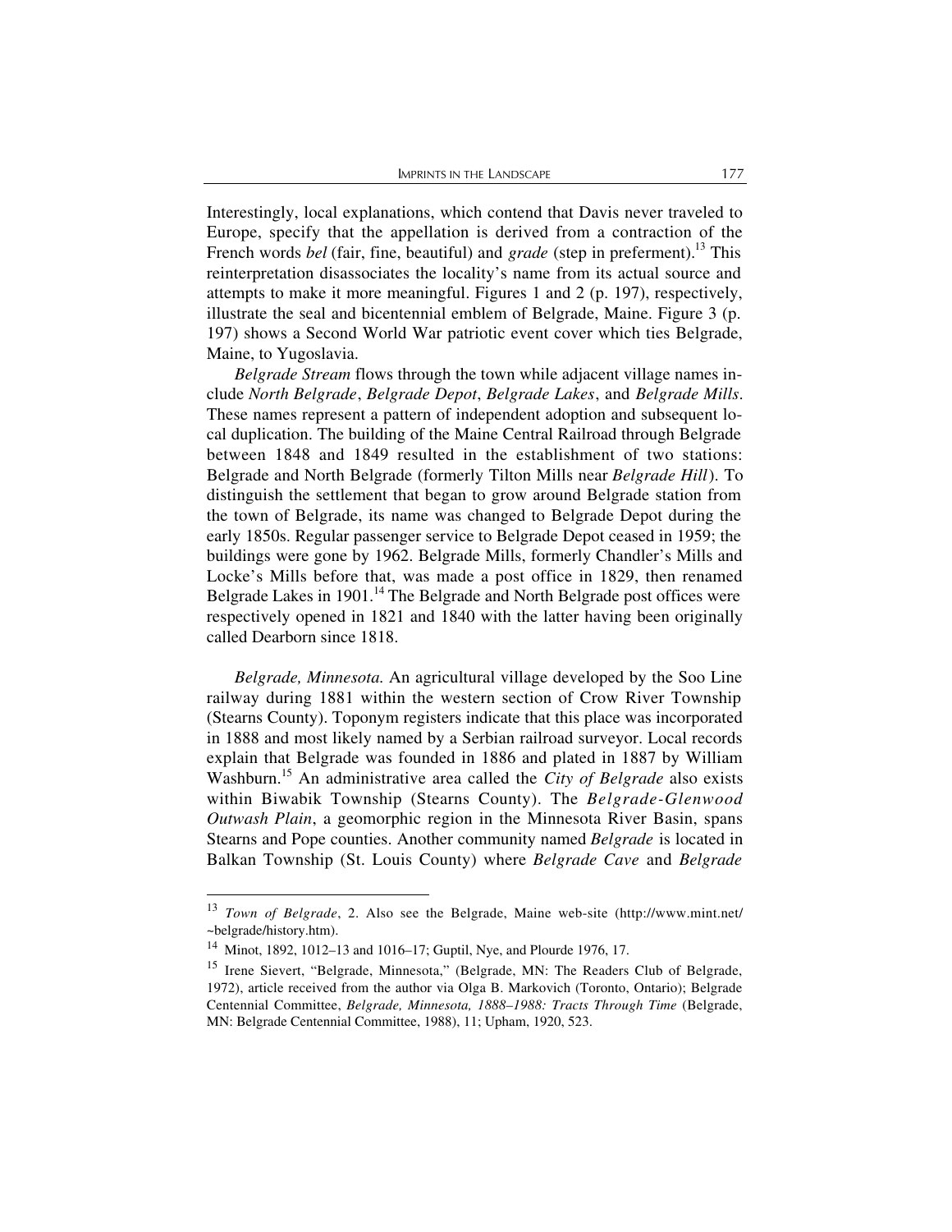Interestingly, local explanations, which contend that Davis never traveled to Europe, specify that the appellation is derived from a contraction of the French words *bel* (fair, fine, beautiful) and *grade* (step in preferment).[13] This reinterpretation disassociates the locality's name from its actual source and attempts to make it more meaningful. Figures 1 and 2 (p. 197), respectively, illustrate the seal and bicentennial emblem of Belgrade, Maine. Figure 3 (p. 197) shows a Second World War patriotic event cover which ties Belgrade, Maine, to Yugoslavia.

*Belgrade Stream* flows through the town while adjacent village names include *North Belgrade*, *Belgrade Depot*, *Belgrade Lakes*, and *Belgrade Mills*. These names represent a pattern of independent adoption and subsequent local duplication. The building of the Maine Central Railroad through Belgrade between 1848 and 1849 resulted in the establishment of two stations: Belgrade and North Belgrade (formerly Tilton Mills near *Belgrade Hill*). To distinguish the settlement that began to grow around Belgrade station from the town of Belgrade, its name was changed to Belgrade Depot during the early 1850s. Regular passenger service to Belgrade Depot ceased in 1959; the buildings were gone by 1962. Belgrade Mills, formerly Chandler's Mills and Locke's Mills before that, was made a post office in 1829, then renamed Belgrade Lakes in 1901.[14] The Belgrade and North Belgrade post offices were respectively opened in 1821 and 1840 with the latter having been originally called Dearborn since 1818.

*Belgrade, Minnesota.* An agricultural village developed by the Soo Line railway during 1881 within the western section of Crow River Township (Stearns County). Toponym registers indicate that this place was incorporated in 1888 and most likely named by a Serbian railroad surveyor. Local records explain that Belgrade was founded in 1886 and plated in 1887 by William Washburn.[15] An administrative area called the *City of Belgrade* also exists within Biwabik Township (Stearns County). The *Belgrade-Glenwood Outwash Plain*, a geomorphic region in the Minnesota River Basin, spans Stearns and Pope counties. Another community named *Belgrade* is located in Balkan Township (St. Louis County) where *Belgrade Cave* and *Belgrade*

---

[13] *Town of Belgrade*, 2. Also see the Belgrade, Maine web-site (http://www.mint.net/~belgrade/history.htm).

[14] Minot, 1892, 1012–13 and 1016–17; Guptil, Nye, and Plourde 1976, 17.

[15] Irene Sievert, "Belgrade, Minnesota," (Belgrade, MN: The Readers Club of Belgrade, 1972), article received from the author via Olga B. Markovich (Toronto, Ontario); Belgrade Centennial Committee, *Belgrade, Minnesota, 1888–1988: Tracts Through Time* (Belgrade, MN: Belgrade Centennial Committee, 1988), 11; Upham, 1920, 523.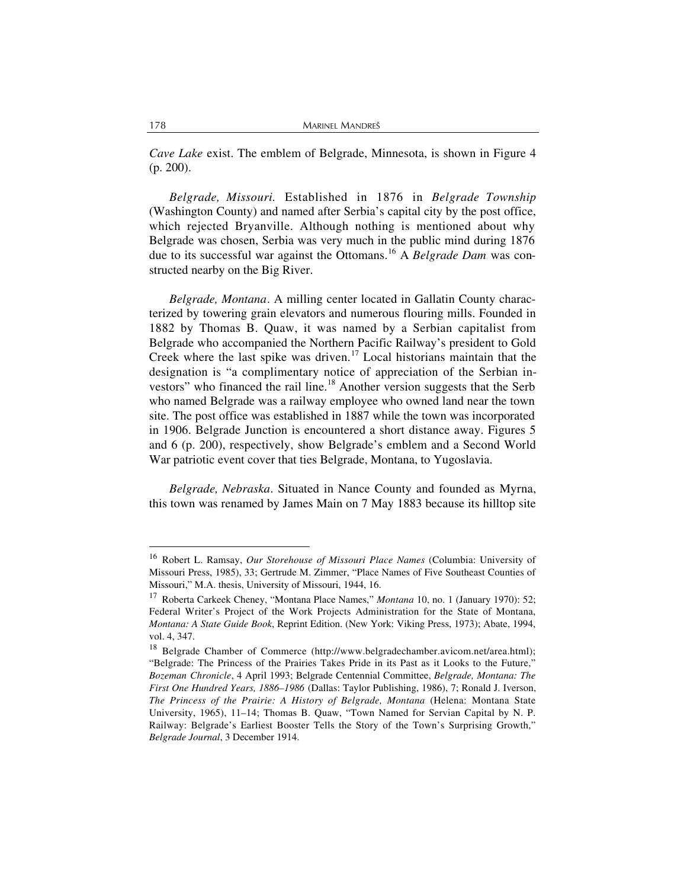*Cave Lake* exist. The emblem of Belgrade, Minnesota, is shown in Figure 4 (p. 200).

*Belgrade, Missouri.* Established in 1876 in *Belgrade Township* (Washington County) and named after Serbia's capital city by the post office, which rejected Bryanville. Although nothing is mentioned about why Belgrade was chosen, Serbia was very much in the public mind during 1876 due to its successful war against the Ottomans.[16] A *Belgrade Dam* was constructed nearby on the Big River.

*Belgrade, Montana*. A milling center located in Gallatin County characterized by towering grain elevators and numerous flouring mills. Founded in 1882 by Thomas B. Quaw, it was named by a Serbian capitalist from Belgrade who accompanied the Northern Pacific Railway's president to Gold Creek where the last spike was driven.[17] Local historians maintain that the designation is "a complimentary notice of appreciation of the Serbian investors" who financed the rail line.[18] Another version suggests that the Serb who named Belgrade was a railway employee who owned land near the town site. The post office was established in 1887 while the town was incorporated in 1906. Belgrade Junction is encountered a short distance away. Figures 5 and 6 (p. 200), respectively, show Belgrade's emblem and a Second World War patriotic event cover that ties Belgrade, Montana, to Yugoslavia.

*Belgrade, Nebraska*. Situated in Nance County and founded as Myrna, this town was renamed by James Main on 7 May 1883 because its hilltop site

---

[16] Robert L. Ramsay, *Our Storehouse of Missouri Place Names* (Columbia: University of Missouri Press, 1985), 33; Gertrude M. Zimmer, "Place Names of Five Southeast Counties of Missouri," M.A. thesis, University of Missouri, 1944, 16.

[17] Roberta Carkeek Cheney, "Montana Place Names," *Montana* 10, no. 1 (January 1970): 52; Federal Writer's Project of the Work Projects Administration for the State of Montana, *Montana: A State Guide Book*, Reprint Edition. (New York: Viking Press, 1973); Abate, 1994, vol. 4, 347.

[18] Belgrade Chamber of Commerce (http://www.belgradechamber.avicom.net/area.html); "Belgrade: The Princess of the Prairies Takes Pride in its Past as it Looks to the Future," *Bozeman Chronicle*, 4 April 1993; Belgrade Centennial Committee, *Belgrade, Montana: The First One Hundred Years, 1886–1986* (Dallas: Taylor Publishing, 1986), 7; Ronald J. Iverson, *The Princess of the Prairie: A History of Belgrade, Montana* (Helena: Montana State University, 1965), 11–14; Thomas B. Quaw, "Town Named for Servian Capital by N. P. Railway: Belgrade's Earliest Booster Tells the Story of the Town's Surprising Growth," *Belgrade Journal*, 3 December 1914.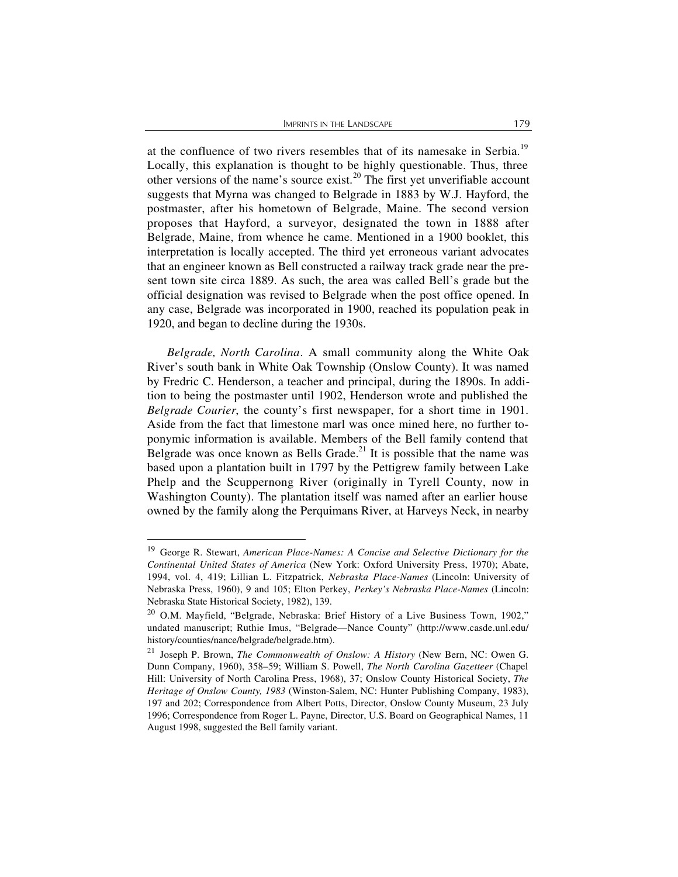at the confluence of two rivers resembles that of its namesake in Serbia.[19] Locally, this explanation is thought to be highly questionable. Thus, three other versions of the name's source exist.[20] The first yet unverifiable account suggests that Myrna was changed to Belgrade in 1883 by W.J. Hayford, the postmaster, after his hometown of Belgrade, Maine. The second version proposes that Hayford, a surveyor, designated the town in 1888 after Belgrade, Maine, from whence he came. Mentioned in a 1900 booklet, this interpretation is locally accepted. The third yet erroneous variant advocates that an engineer known as Bell constructed a railway track grade near the present town site circa 1889. As such, the area was called Bell's grade but the official designation was revised to Belgrade when the post office opened. In any case, Belgrade was incorporated in 1900, reached its population peak in 1920, and began to decline during the 1930s.

*Belgrade, North Carolina*. A small community along the White Oak River's south bank in White Oak Township (Onslow County). It was named by Fredric C. Henderson, a teacher and principal, during the 1890s. In addition to being the postmaster until 1902, Henderson wrote and published the *Belgrade Courier*, the county's first newspaper, for a short time in 1901. Aside from the fact that limestone marl was once mined here, no further toponymic information is available. Members of the Bell family contend that Belgrade was once known as Bells Grade.[21] It is possible that the name was based upon a plantation built in 1797 by the Pettigrew family between Lake Phelp and the Scuppernong River (originally in Tyrell County, now in Washington County). The plantation itself was named after an earlier house owned by the family along the Perquimans River, at Harveys Neck, in nearby

---

[19] George R. Stewart, *American Place-Names: A Concise and Selective Dictionary for the Continental United States of America* (New York: Oxford University Press, 1970); Abate, 1994, vol. 4, 419; Lillian L. Fitzpatrick, *Nebraska Place-Names* (Lincoln: University of Nebraska Press, 1960), 9 and 105; Elton Perkey, *Perkey's Nebraska Place-Names* (Lincoln: Nebraska State Historical Society, 1982), 139.

[20] O.M. Mayfield, "Belgrade, Nebraska: Brief History of a Live Business Town, 1902," undated manuscript; Ruthie Imus, "Belgrade—Nance County" (http://www.casde.unl.edu/history/counties/nance/belgrade/belgrade.htm).

[21] Joseph P. Brown, *The Commonwealth of Onslow: A History* (New Bern, NC: Owen G. Dunn Company, 1960), 358–59; William S. Powell, *The North Carolina Gazetteer* (Chapel Hill: University of North Carolina Press, 1968), 37; Onslow County Historical Society, *The Heritage of Onslow County, 1983* (Winston-Salem, NC: Hunter Publishing Company, 1983), 197 and 202; Correspondence from Albert Potts, Director, Onslow County Museum, 23 July 1996; Correspondence from Roger L. Payne, Director, U.S. Board on Geographical Names, 11 August 1998, suggested the Bell family variant.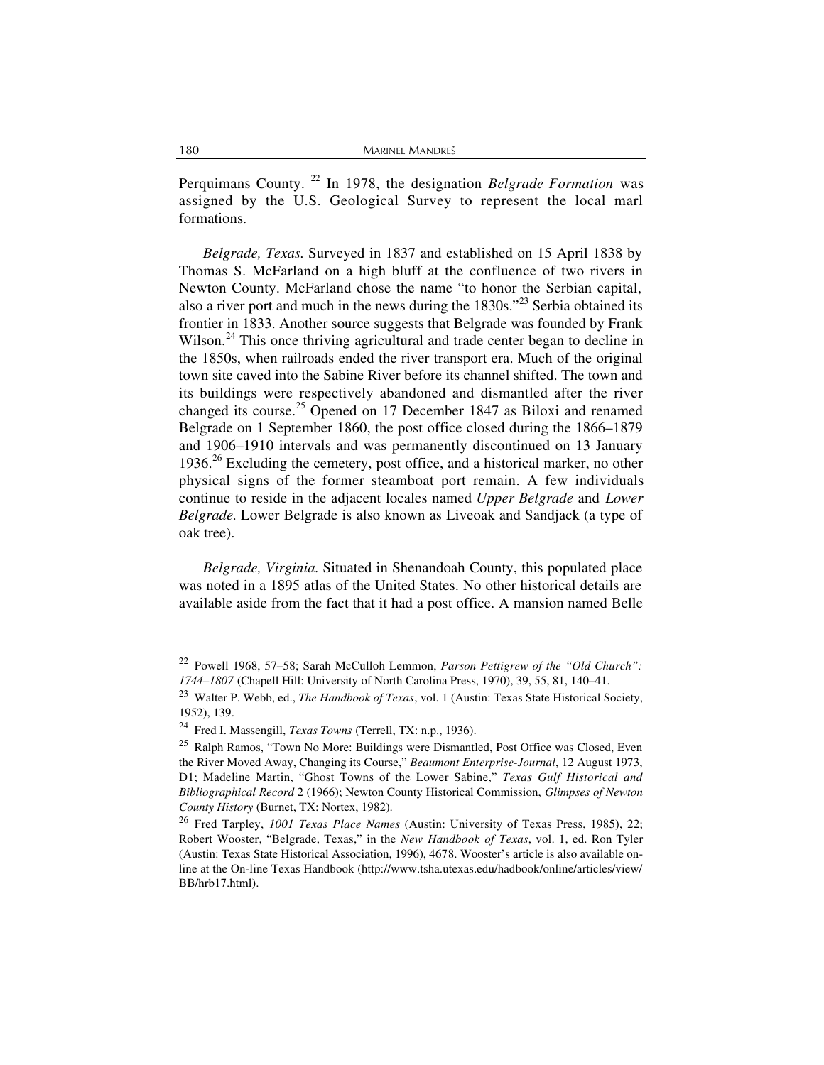Perquimans County. [22] In 1978, the designation *Belgrade Formation* was assigned by the U.S. Geological Survey to represent the local marl formations.

*Belgrade, Texas.* Surveyed in 1837 and established on 15 April 1838 by Thomas S. McFarland on a high bluff at the confluence of two rivers in Newton County. McFarland chose the name "to honor the Serbian capital, also a river port and much in the news during the 1830s."[23] Serbia obtained its frontier in 1833. Another source suggests that Belgrade was founded by Frank Wilson.[24] This once thriving agricultural and trade center began to decline in the 1850s, when railroads ended the river transport era. Much of the original town site caved into the Sabine River before its channel shifted. The town and its buildings were respectively abandoned and dismantled after the river changed its course.[25] Opened on 17 December 1847 as Biloxi and renamed Belgrade on 1 September 1860, the post office closed during the 1866–1879 and 1906–1910 intervals and was permanently discontinued on 13 January 1936.[26] Excluding the cemetery, post office, and a historical marker, no other physical signs of the former steamboat port remain. A few individuals continue to reside in the adjacent locales named *Upper Belgrade* and *Lower Belgrade*. Lower Belgrade is also known as Liveoak and Sandjack (a type of oak tree).

*Belgrade, Virginia.* Situated in Shenandoah County, this populated place was noted in a 1895 atlas of the United States. No other historical details are available aside from the fact that it had a post office. A mansion named Belle

---

[22] Powell 1968, 57–58; Sarah McCulloh Lemmon, *Parson Pettigrew of the "Old Church": 1744–1807* (Chapell Hill: University of North Carolina Press, 1970), 39, 55, 81, 140–41.

[23] Walter P. Webb, ed., *The Handbook of Texas*, vol. 1 (Austin: Texas State Historical Society, 1952), 139.

[24] Fred I. Massengill, *Texas Towns* (Terrell, TX: n.p., 1936).

[25] Ralph Ramos, "Town No More: Buildings were Dismantled, Post Office was Closed, Even the River Moved Away, Changing its Course," *Beaumont Enterprise-Journal*, 12 August 1973, D1; Madeline Martin, "Ghost Towns of the Lower Sabine," *Texas Gulf Historical and Bibliographical Record* 2 (1966); Newton County Historical Commission, *Glimpses of Newton County History* (Burnet, TX: Nortex, 1982).

[26] Fred Tarpley, *1001 Texas Place Names* (Austin: University of Texas Press, 1985), 22; Robert Wooster, "Belgrade, Texas," in the *New Handbook of Texas*, vol. 1, ed. Ron Tyler (Austin: Texas State Historical Association, 1996), 4678. Wooster's article is also available on-line at the On-line Texas Handbook (http://www.tsha.utexas.edu/hadbook/online/articles/view/BB/hrb17.html).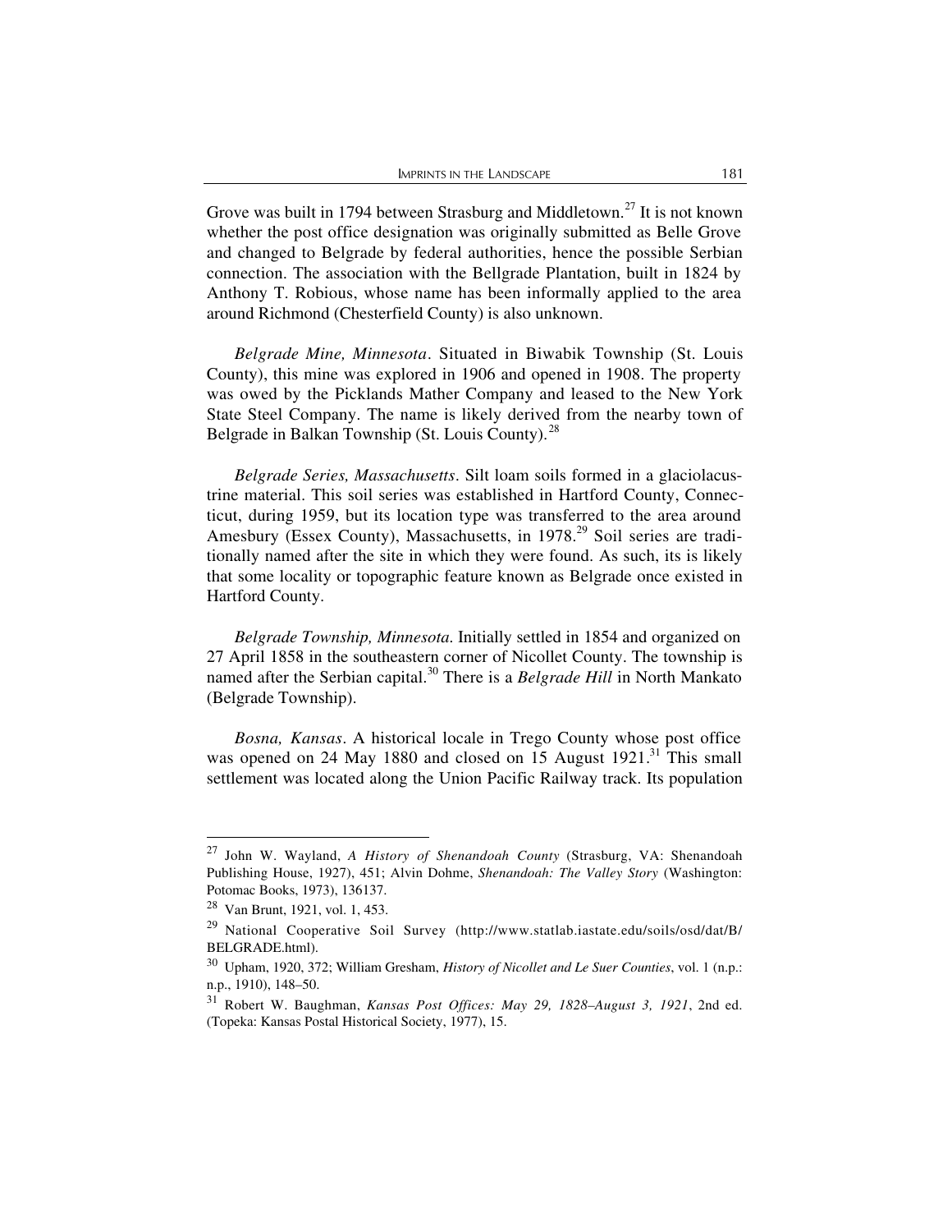Grove was built in 1794 between Strasburg and Middletown.[27] It is not known whether the post office designation was originally submitted as Belle Grove and changed to Belgrade by federal authorities, hence the possible Serbian connection. The association with the Bellgrade Plantation, built in 1824 by Anthony T. Robious, whose name has been informally applied to the area around Richmond (Chesterfield County) is also unknown.

*Belgrade Mine, Minnesota*. Situated in Biwabik Township (St. Louis County), this mine was explored in 1906 and opened in 1908. The property was owed by the Picklands Mather Company and leased to the New York State Steel Company. The name is likely derived from the nearby town of Belgrade in Balkan Township (St. Louis County).[28]

*Belgrade Series, Massachusetts*. Silt loam soils formed in a glaciolacustrine material. This soil series was established in Hartford County, Connecticut, during 1959, but its location type was transferred to the area around Amesbury (Essex County), Massachusetts, in 1978.[29] Soil series are traditionally named after the site in which they were found. As such, its is likely that some locality or topographic feature known as Belgrade once existed in Hartford County.

*Belgrade Township, Minnesota*. Initially settled in 1854 and organized on 27 April 1858 in the southeastern corner of Nicollet County. The township is named after the Serbian capital.[30] There is a *Belgrade Hill* in North Mankato (Belgrade Township).

*Bosna, Kansas*. A historical locale in Trego County whose post office was opened on 24 May 1880 and closed on 15 August 1921.[31] This small settlement was located along the Union Pacific Railway track. Its population

---

[27] John W. Wayland, *A History of Shenandoah County* (Strasburg, VA: Shenandoah Publishing House, 1927), 451; Alvin Dohme, *Shenandoah: The Valley Story* (Washington: Potomac Books, 1973), 136137.

[28] Van Brunt, 1921, vol. 1, 453.

[29] National Cooperative Soil Survey (http://www.statlab.iastate.edu/soils/osd/dat/B/BELGRADE.html).

[30] Upham, 1920, 372; William Gresham, *History of Nicollet and Le Suer Counties*, vol. 1 (n.p.: n.p., 1910), 148–50.

[31] Robert W. Baughman, *Kansas Post Offices: May 29, 1828–August 3, 1921*, 2nd ed. (Topeka: Kansas Postal Historical Society, 1977), 15.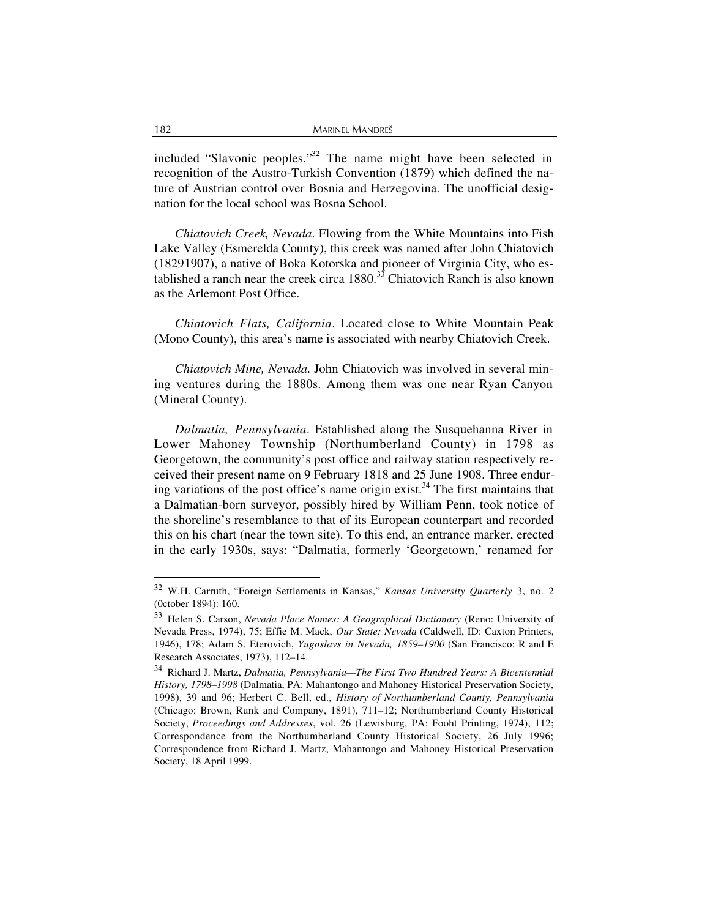included "Slavonic peoples."[32] The name might have been selected in recognition of the Austro-Turkish Convention (1879) which defined the nature of Austrian control over Bosnia and Herzegovina. The unofficial designation for the local school was Bosna School.

*Chiatovich Creek, Nevada*. Flowing from the White Mountains into Fish Lake Valley (Esmerelda County), this creek was named after John Chiatovich (18291907), a native of Boka Kotorska and pioneer of Virginia City, who established a ranch near the creek circa 1880.[33] Chiatovich Ranch is also known as the Arlemont Post Office.

*Chiatovich Flats, California*. Located close to White Mountain Peak (Mono County), this area's name is associated with nearby Chiatovich Creek.

*Chiatovich Mine, Nevada.* John Chiatovich was involved in several mining ventures during the 1880s. Among them was one near Ryan Canyon (Mineral County).

*Dalmatia, Pennsylvania*. Established along the Susquehanna River in Lower Mahoney Township (Northumberland County) in 1798 as Georgetown, the community's post office and railway station respectively received their present name on 9 February 1818 and 25 June 1908. Three enduring variations of the post office's name origin exist.[34] The first maintains that a Dalmatian-born surveyor, possibly hired by William Penn, took notice of the shoreline's resemblance to that of its European counterpart and recorded this on his chart (near the town site). To this end, an entrance marker, erected in the early 1930s, says: "Dalmatia, formerly 'Georgetown,' renamed for

---

[32] W.H. Carruth, "Foreign Settlements in Kansas," *Kansas University Quarterly* 3, no. 2 (0ctober 1894): 160.

[33] Helen S. Carson, *Nevada Place Names: A Geographical Dictionary* (Reno: University of Nevada Press, 1974), 75; Effie M. Mack, *Our State: Nevada* (Caldwell, ID: Caxton Printers, 1946), 178; Adam S. Eterovich, *Yugoslavs in Nevada, 1859–1900* (San Francisco: R and E Research Associates, 1973), 112–14.

[34] Richard J. Martz, *Dalmatia, Pennsylvania—The First Two Hundred Years: A Bicentennial History, 1798–1998* (Dalmatia, PA: Mahantongo and Mahoney Historical Preservation Society, 1998), 39 and 96; Herbert C. Bell, ed., *History of Northumberland County, Pennsylvania* (Chicago: Brown, Runk and Company, 1891), 711–12; Northumberland County Historical Society, *Proceedings and Addresses*, vol. 26 (Lewisburg, PA: Fooht Printing, 1974), 112; Correspondence from the Northumberland County Historical Society, 26 July 1996; Correspondence from Richard J. Martz, Mahantongo and Mahoney Historical Preservation Society, 18 April 1999.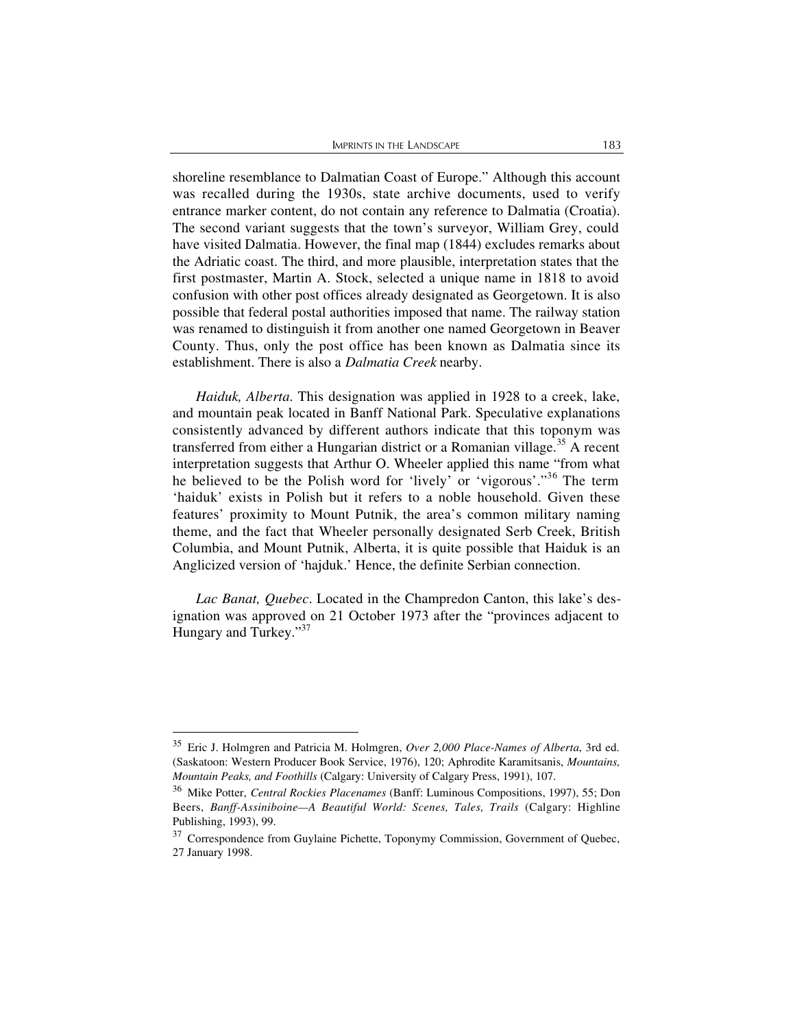shoreline resemblance to Dalmatian Coast of Europe." Although this account was recalled during the 1930s, state archive documents, used to verify entrance marker content, do not contain any reference to Dalmatia (Croatia). The second variant suggests that the town's surveyor, William Grey, could have visited Dalmatia. However, the final map (1844) excludes remarks about the Adriatic coast. The third, and more plausible, interpretation states that the first postmaster, Martin A. Stock, selected a unique name in 1818 to avoid confusion with other post offices already designated as Georgetown. It is also possible that federal postal authorities imposed that name. The railway station was renamed to distinguish it from another one named Georgetown in Beaver County. Thus, only the post office has been known as Dalmatia since its establishment. There is also a *Dalmatia Creek* nearby.

*Haiduk, Alberta.* This designation was applied in 1928 to a creek, lake, and mountain peak located in Banff National Park. Speculative explanations consistently advanced by different authors indicate that this toponym was transferred from either a Hungarian district or a Romanian village.[35] A recent interpretation suggests that Arthur O. Wheeler applied this name "from what he believed to be the Polish word for 'lively' or 'vigorous'."[36] The term 'haiduk' exists in Polish but it refers to a noble household. Given these features' proximity to Mount Putnik, the area's common military naming theme, and the fact that Wheeler personally designated Serb Creek, British Columbia, and Mount Putnik, Alberta, it is quite possible that Haiduk is an Anglicized version of 'hajduk.' Hence, the definite Serbian connection.

*Lac Banat, Quebec*. Located in the Champredon Canton, this lake's designation was approved on 21 October 1973 after the "provinces adjacent to Hungary and Turkey."[37]

---

[35] Eric J. Holmgren and Patricia M. Holmgren, *Over 2,000 Place-Names of Alberta*, 3rd ed. (Saskatoon: Western Producer Book Service, 1976), 120; Aphrodite Karamitsanis, *Mountains, Mountain Peaks, and Foothills* (Calgary: University of Calgary Press, 1991), 107.

[36] Mike Potter, *Central Rockies Placenames* (Banff: Luminous Compositions, 1997), 55; Don Beers, *Banff-Assiniboine—A Beautiful World: Scenes, Tales, Trails* (Calgary: Highline Publishing, 1993), 99.

[37] Correspondence from Guylaine Pichette, Toponymy Commission, Government of Quebec, 27 January 1998.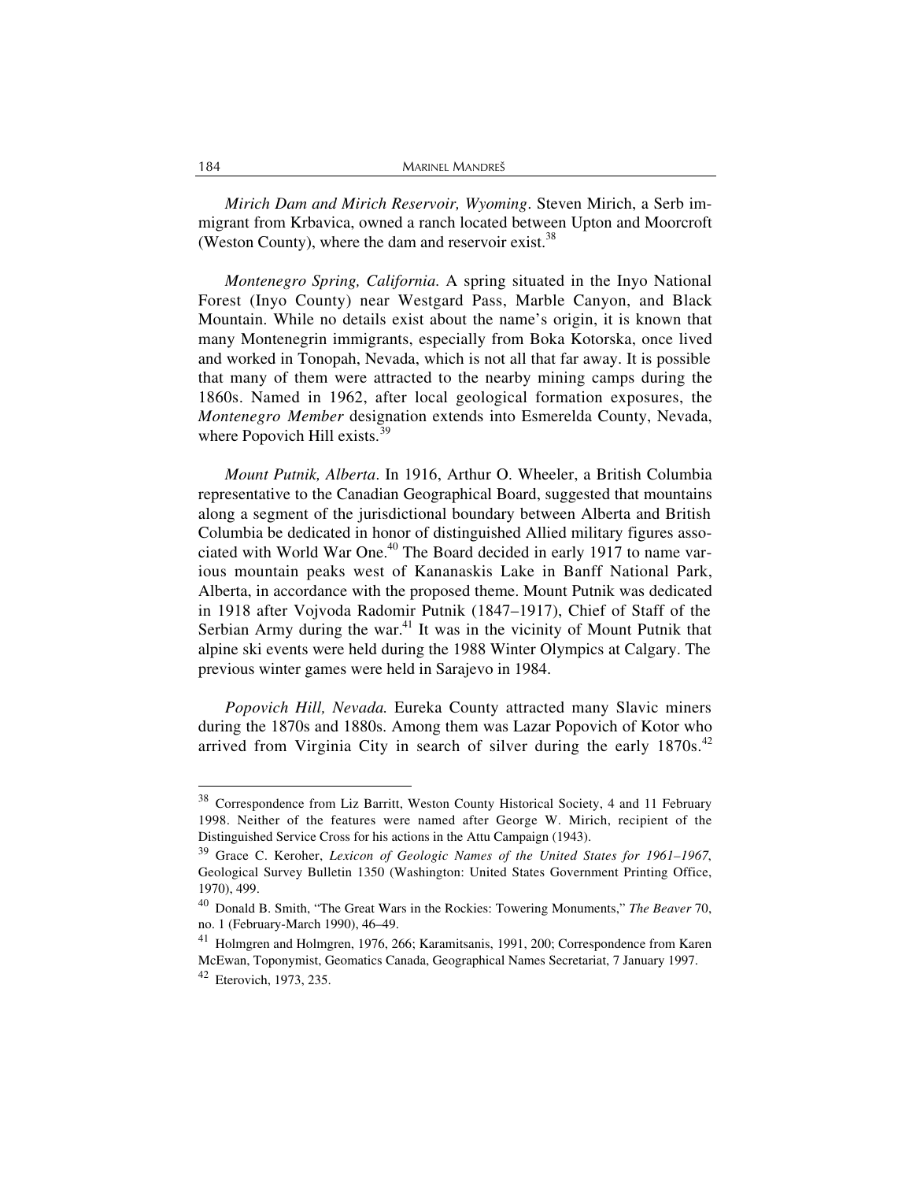*Mirich Dam and Mirich Reservoir, Wyoming*. Steven Mirich, a Serb immigrant from Krbavica, owned a ranch located between Upton and Moorcroft (Weston County), where the dam and reservoir exist.[38]

*Montenegro Spring, California.* A spring situated in the Inyo National Forest (Inyo County) near Westgard Pass, Marble Canyon, and Black Mountain. While no details exist about the name's origin, it is known that many Montenegrin immigrants, especially from Boka Kotorska, once lived and worked in Tonopah, Nevada, which is not all that far away. It is possible that many of them were attracted to the nearby mining camps during the 1860s. Named in 1962, after local geological formation exposures, the *Montenegro Member* designation extends into Esmerelda County, Nevada, where Popovich Hill exists.[39]

*Mount Putnik, Alberta*. In 1916, Arthur O. Wheeler, a British Columbia representative to the Canadian Geographical Board, suggested that mountains along a segment of the jurisdictional boundary between Alberta and British Columbia be dedicated in honor of distinguished Allied military figures associated with World War One.[40] The Board decided in early 1917 to name various mountain peaks west of Kananaskis Lake in Banff National Park, Alberta, in accordance with the proposed theme. Mount Putnik was dedicated in 1918 after Vojvoda Radomir Putnik (1847–1917), Chief of Staff of the Serbian Army during the war.[41] It was in the vicinity of Mount Putnik that alpine ski events were held during the 1988 Winter Olympics at Calgary. The previous winter games were held in Sarajevo in 1984.

*Popovich Hill, Nevada.* Eureka County attracted many Slavic miners during the 1870s and 1880s. Among them was Lazar Popovich of Kotor who arrived from Virginia City in search of silver during the early 1870s.[42]

---

[38] Correspondence from Liz Barritt, Weston County Historical Society, 4 and 11 February 1998. Neither of the features were named after George W. Mirich, recipient of the Distinguished Service Cross for his actions in the Attu Campaign (1943).

[39] Grace C. Keroher, *Lexicon of Geologic Names of the United States for 1961–1967*, Geological Survey Bulletin 1350 (Washington: United States Government Printing Office, 1970), 499.

[40] Donald B. Smith, "The Great Wars in the Rockies: Towering Monuments," *The Beaver* 70, no. 1 (February-March 1990), 46–49.

[41] Holmgren and Holmgren, 1976, 266; Karamitsanis, 1991, 200; Correspondence from Karen McEwan, Toponymist, Geomatics Canada, Geographical Names Secretariat, 7 January 1997.

[42] Eterovich, 1973, 235.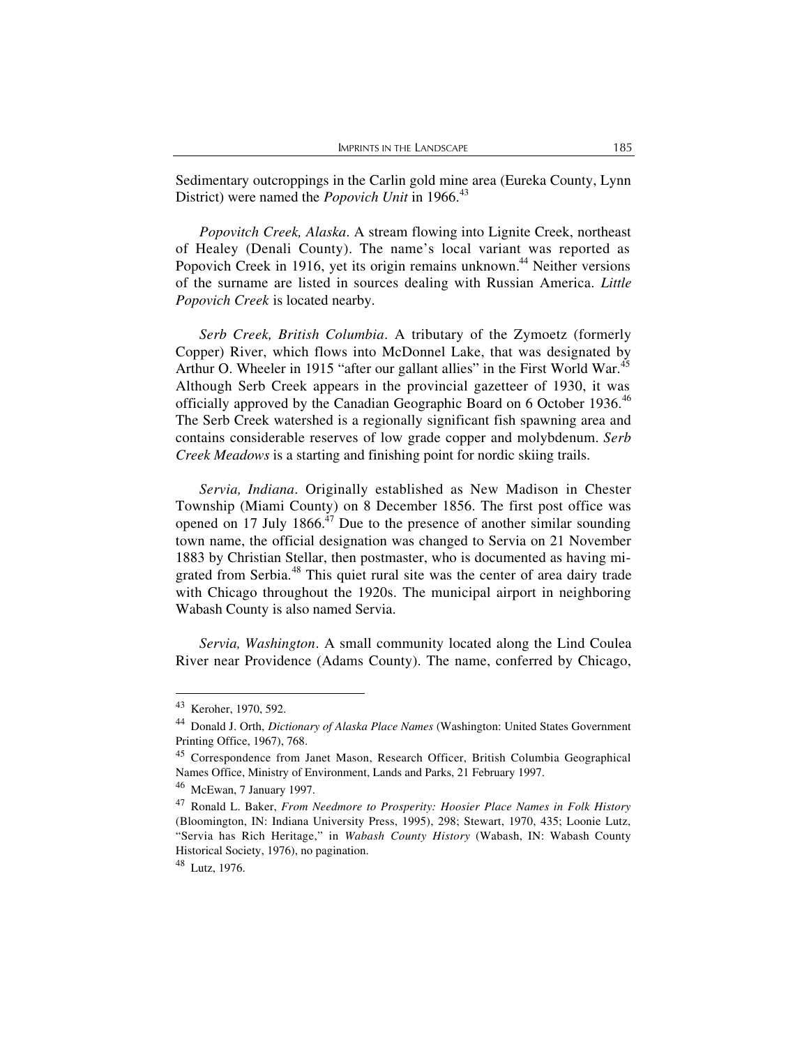Sedimentary outcroppings in the Carlin gold mine area (Eureka County, Lynn District) were named the *Popovich Unit* in 1966.[43]

*Popovitch Creek, Alaska*. A stream flowing into Lignite Creek, northeast of Healey (Denali County). The name's local variant was reported as Popovich Creek in 1916, yet its origin remains unknown.[44] Neither versions of the surname are listed in sources dealing with Russian America. *Little Popovich Creek* is located nearby.

*Serb Creek, British Columbia*. A tributary of the Zymoetz (formerly Copper) River, which flows into McDonnel Lake, that was designated by Arthur O. Wheeler in 1915 "after our gallant allies" in the First World War.[45] Although Serb Creek appears in the provincial gazetteer of 1930, it was officially approved by the Canadian Geographic Board on 6 October 1936.[46] The Serb Creek watershed is a regionally significant fish spawning area and contains considerable reserves of low grade copper and molybdenum. *Serb Creek Meadows* is a starting and finishing point for nordic skiing trails.

*Servia, Indiana*. Originally established as New Madison in Chester Township (Miami County) on 8 December 1856. The first post office was opened on 17 July 1866.[47] Due to the presence of another similar sounding town name, the official designation was changed to Servia on 21 November 1883 by Christian Stellar, then postmaster, who is documented as having migrated from Serbia.[48] This quiet rural site was the center of area dairy trade with Chicago throughout the 1920s. The municipal airport in neighboring Wabash County is also named Servia.

*Servia, Washington*. A small community located along the Lind Coulea River near Providence (Adams County). The name, conferred by Chicago,

---

[43] Keroher, 1970, 592.

[44] Donald J. Orth, *Dictionary of Alaska Place Names* (Washington: United States Government Printing Office, 1967), 768.

[45] Correspondence from Janet Mason, Research Officer, British Columbia Geographical Names Office, Ministry of Environment, Lands and Parks, 21 February 1997.

[46] McEwan, 7 January 1997.

[47] Ronald L. Baker, *From Needmore to Prosperity: Hoosier Place Names in Folk History* (Bloomington, IN: Indiana University Press, 1995), 298; Stewart, 1970, 435; Loonie Lutz, "Servia has Rich Heritage," in *Wabash County History* (Wabash, IN: Wabash County Historical Society, 1976), no pagination.

[48] Lutz, 1976.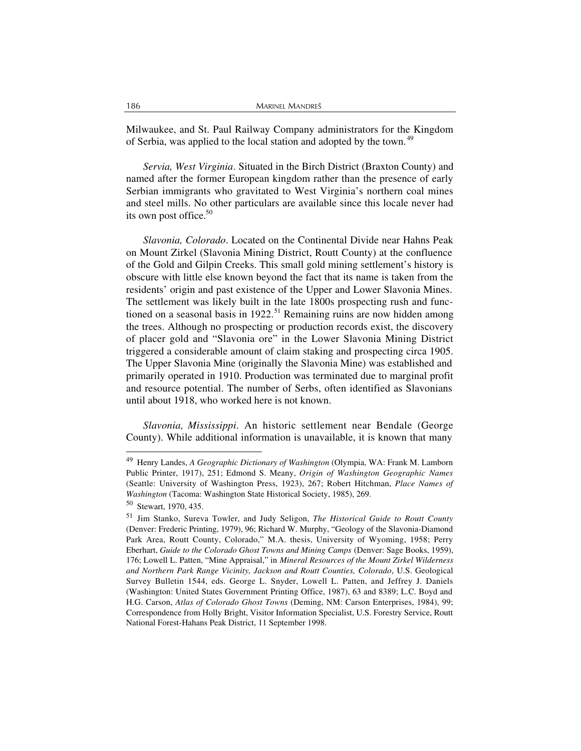Milwaukee, and St. Paul Railway Company administrators for the Kingdom of Serbia, was applied to the local station and adopted by the town.[49]

*Servia, West Virginia*. Situated in the Birch District (Braxton County) and named after the former European kingdom rather than the presence of early Serbian immigrants who gravitated to West Virginia's northern coal mines and steel mills. No other particulars are available since this locale never had its own post office.[50]

*Slavonia, Colorado*. Located on the Continental Divide near Hahns Peak on Mount Zirkel (Slavonia Mining District, Routt County) at the confluence of the Gold and Gilpin Creeks. This small gold mining settlement's history is obscure with little else known beyond the fact that its name is taken from the residents' origin and past existence of the Upper and Lower Slavonia Mines. The settlement was likely built in the late 1800s prospecting rush and functioned on a seasonal basis in 1922.[51] Remaining ruins are now hidden among the trees. Although no prospecting or production records exist, the discovery of placer gold and "Slavonia ore" in the Lower Slavonia Mining District triggered a considerable amount of claim staking and prospecting circa 1905. The Upper Slavonia Mine (originally the Slavonia Mine) was established and primarily operated in 1910. Production was terminated due to marginal profit and resource potential. The number of Serbs, often identified as Slavonians until about 1918, who worked here is not known.

*Slavonia, Mississippi*. An historic settlement near Bendale (George County). While additional information is unavailable, it is known that many

---

[49] Henry Landes, *A Geographic Dictionary of Washington* (Olympia, WA: Frank M. Lamborn Public Printer, 1917), 251; Edmond S. Meany, *Origin of Washington Geographic Names* (Seattle: University of Washington Press, 1923), 267; Robert Hitchman, *Place Names of Washington* (Tacoma: Washington State Historical Society, 1985), 269.

[50] Stewart, 1970, 435.

[51] Jim Stanko, Sureva Towler, and Judy Seligon, *The Historical Guide to Routt County* (Denver: Frederic Printing, 1979), 96; Richard W. Murphy, "Geology of the Slavonia-Diamond Park Area, Routt County, Colorado," M.A. thesis, University of Wyoming, 1958; Perry Eberhart, *Guide to the Colorado Ghost Towns and Mining Camps* (Denver: Sage Books, 1959), 176; Lowell L. Patten, "Mine Appraisal," in *Mineral Resources of the Mount Zirkel Wilderness and Northern Park Range Vicinity, Jackson and Routt Counties, Colorado*, U.S. Geological Survey Bulletin 1544, eds. George L. Snyder, Lowell L. Patten, and Jeffrey J. Daniels (Washington: United States Government Printing Office, 1987), 63 and 8389; L.C. Boyd and H.G. Carson, *Atlas of Colorado Ghost Towns* (Deming, NM: Carson Enterprises, 1984), 99; Correspondence from Holly Bright, Visitor Information Specialist, U.S. Forestry Service, Routt National Forest-Hahans Peak District, 11 September 1998.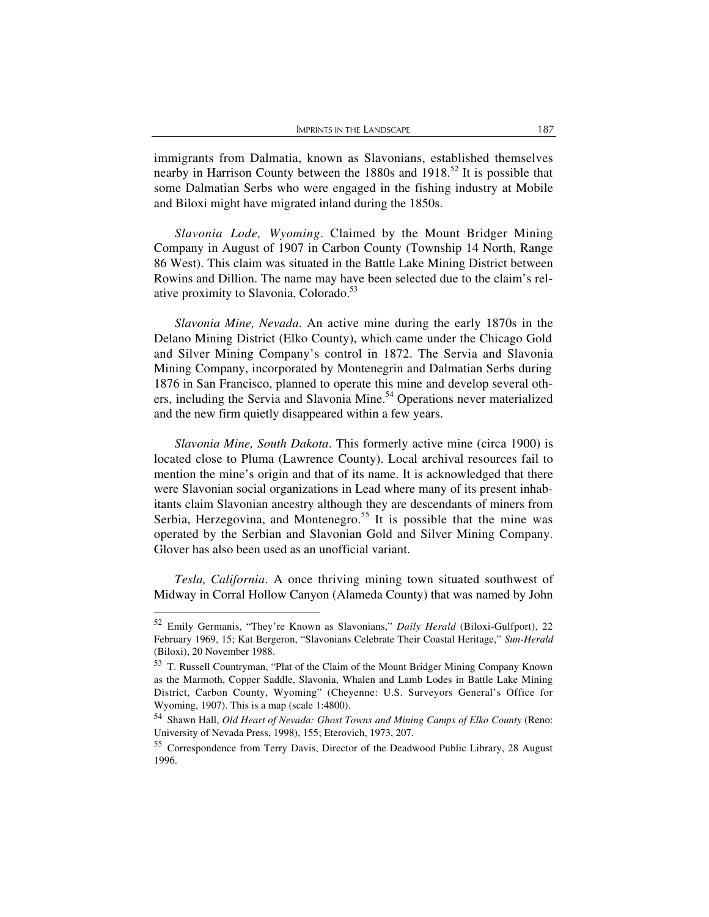immigrants from Dalmatia, known as Slavonians, established themselves nearby in Harrison County between the 1880s and 1918.[52] It is possible that some Dalmatian Serbs who were engaged in the fishing industry at Mobile and Biloxi might have migrated inland during the 1850s.

*Slavonia Lode, Wyoming*. Claimed by the Mount Bridger Mining Company in August of 1907 in Carbon County (Township 14 North, Range 86 West). This claim was situated in the Battle Lake Mining District between Rowins and Dillion. The name may have been selected due to the claim's relative proximity to Slavonia, Colorado.[53]

*Slavonia Mine, Nevada*. An active mine during the early 1870s in the Delano Mining District (Elko County), which came under the Chicago Gold and Silver Mining Company's control in 1872. The Servia and Slavonia Mining Company, incorporated by Montenegrin and Dalmatian Serbs during 1876 in San Francisco, planned to operate this mine and develop several others, including the Servia and Slavonia Mine.[54] Operations never materialized and the new firm quietly disappeared within a few years.

*Slavonia Mine, South Dakota*. This formerly active mine (circa 1900) is located close to Pluma (Lawrence County). Local archival resources fail to mention the mine's origin and that of its name. It is acknowledged that there were Slavonian social organizations in Lead where many of its present inhabitants claim Slavonian ancestry although they are descendants of miners from Serbia, Herzegovina, and Montenegro.[55] It is possible that the mine was operated by the Serbian and Slavonian Gold and Silver Mining Company. Glover has also been used as an unofficial variant.

*Tesla, California*. A once thriving mining town situated southwest of Midway in Corral Hollow Canyon (Alameda County) that was named by John

---

[52] Emily Germanis, "They're Known as Slavonians," *Daily Herald* (Biloxi-Gulfport), 22 February 1969, 15; Kat Bergeron, "Slavonians Celebrate Their Coastal Heritage," *Sun-Herald* (Biloxi), 20 November 1988.

[53] T. Russell Countryman, "Plat of the Claim of the Mount Bridger Mining Company Known as the Marmoth, Copper Saddle, Slavonia, Whalen and Lamb Lodes in Battle Lake Mining District, Carbon County, Wyoming" (Cheyenne: U.S. Surveyors General's Office for Wyoming, 1907). This is a map (scale 1:4800).

[54] Shawn Hall, *Old Heart of Nevada: Ghost Towns and Mining Camps of Elko County* (Reno: University of Nevada Press, 1998), 155; Eterovich, 1973, 207.

[55] Correspondence from Terry Davis, Director of the Deadwood Public Library, 28 August 1996.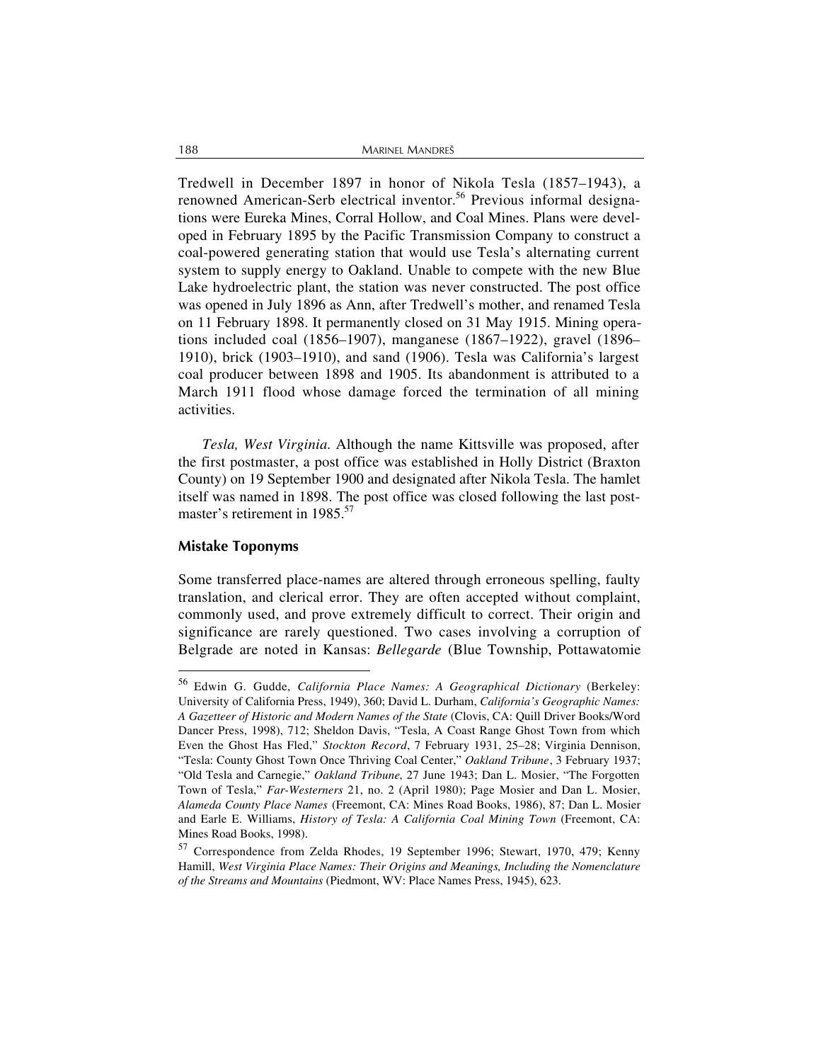Tredwell in December 1897 in honor of Nikola Tesla (1857–1943), a renowned American-Serb electrical inventor.[56] Previous informal designations were Eureka Mines, Corral Hollow, and Coal Mines. Plans were developed in February 1895 by the Pacific Transmission Company to construct a coal-powered generating station that would use Tesla's alternating current system to supply energy to Oakland. Unable to compete with the new Blue Lake hydroelectric plant, the station was never constructed. The post office was opened in July 1896 as Ann, after Tredwell's mother, and renamed Tesla on 11 February 1898. It permanently closed on 31 May 1915. Mining operations included coal (1856–1907), manganese (1867–1922), gravel (1896–1910), brick (1903–1910), and sand (1906). Tesla was California's largest coal producer between 1898 and 1905. Its abandonment is attributed to a March 1911 flood whose damage forced the termination of all mining activities.

*Tesla, West Virginia.* Although the name Kittsville was proposed, after the first postmaster, a post office was established in Holly District (Braxton County) on 19 September 1900 and designated after Nikola Tesla. The hamlet itself was named in 1898. The post office was closed following the last postmaster's retirement in 1985.[57]

## Mistake Toponyms

Some transferred place-names are altered through erroneous spelling, faulty translation, and clerical error. They are often accepted without complaint, commonly used, and prove extremely difficult to correct. Their origin and significance are rarely questioned. Two cases involving a corruption of Belgrade are noted in Kansas: *Bellegarde* (Blue Township, Pottawatomie

---

[56] Edwin G. Gudde, *California Place Names: A Geographical Dictionary* (Berkeley: University of California Press, 1949), 360; David L. Durham, *California's Geographic Names: A Gazetteer of Historic and Modern Names of the State* (Clovis, CA: Quill Driver Books/Word Dancer Press, 1998), 712; Sheldon Davis, "Tesla, A Coast Range Ghost Town from which Even the Ghost Has Fled," *Stockton Record*, 7 February 1931, 25–28; Virginia Dennison, "Tesla: County Ghost Town Once Thriving Coal Center," *Oakland Tribune*, 3 February 1937; "Old Tesla and Carnegie," *Oakland Tribune*, 27 June 1943; Dan L. Mosier, "The Forgotten Town of Tesla," *Far-Westerners* 21, no. 2 (April 1980); Page Mosier and Dan L. Mosier, *Alameda County Place Names* (Freemont, CA: Mines Road Books, 1986), 87; Dan L. Mosier and Earle E. Williams, *History of Tesla: A California Coal Mining Town* (Freemont, CA: Mines Road Books, 1998).

[57] Correspondence from Zelda Rhodes, 19 September 1996; Stewart, 1970, 479; Kenny Hamill, *West Virginia Place Names: Their Origins and Meanings, Including the Nomenclature of the Streams and Mountains* (Piedmont, WV: Place Names Press, 1945), 623.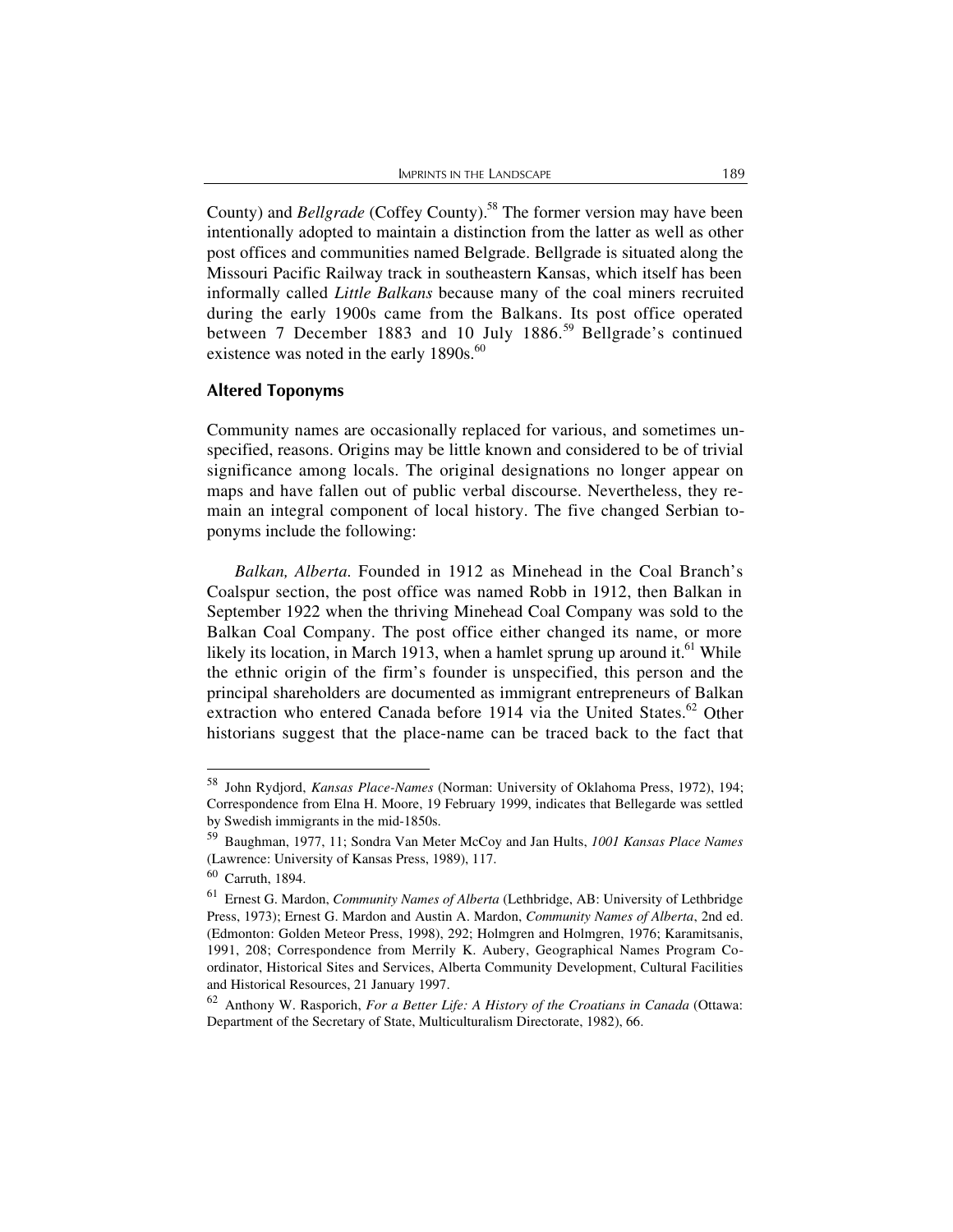County) and *Bellgrade* (Coffey County).[58] The former version may have been intentionally adopted to maintain a distinction from the latter as well as other post offices and communities named Belgrade. Bellgrade is situated along the Missouri Pacific Railway track in southeastern Kansas, which itself has been informally called *Little Balkans* because many of the coal miners recruited during the early 1900s came from the Balkans. Its post office operated between 7 December 1883 and 10 July 1886.[59] Bellgrade's continued existence was noted in the early 1890s.[60]

## Altered Toponyms

Community names are occasionally replaced for various, and sometimes unspecified, reasons. Origins may be little known and considered to be of trivial significance among locals. The original designations no longer appear on maps and have fallen out of public verbal discourse. Nevertheless, they remain an integral component of local history. The five changed Serbian toponyms include the following:

*Balkan, Alberta.* Founded in 1912 as Minehead in the Coal Branch's Coalspur section, the post office was named Robb in 1912, then Balkan in September 1922 when the thriving Minehead Coal Company was sold to the Balkan Coal Company. The post office either changed its name, or more likely its location, in March 1913, when a hamlet sprung up around it.[61] While the ethnic origin of the firm's founder is unspecified, this person and the principal shareholders are documented as immigrant entrepreneurs of Balkan extraction who entered Canada before 1914 via the United States.[62] Other historians suggest that the place-name can be traced back to the fact that

---

[58] John Rydjord, *Kansas Place-Names* (Norman: University of Oklahoma Press, 1972), 194; Correspondence from Elna H. Moore, 19 February 1999, indicates that Bellegarde was settled by Swedish immigrants in the mid-1850s.

[59] Baughman, 1977, 11; Sondra Van Meter McCoy and Jan Hults, *1001 Kansas Place Names* (Lawrence: University of Kansas Press, 1989), 117.

[60] Carruth, 1894.

[61] Ernest G. Mardon, *Community Names of Alberta* (Lethbridge, AB: University of Lethbridge Press, 1973); Ernest G. Mardon and Austin A. Mardon, *Community Names of Alberta*, 2nd ed. (Edmonton: Golden Meteor Press, 1998), 292; Holmgren and Holmgren, 1976; Karamitsanis, 1991, 208; Correspondence from Merrily K. Aubery, Geographical Names Program Coordinator, Historical Sites and Services, Alberta Community Development, Cultural Facilities and Historical Resources, 21 January 1997.

[62] Anthony W. Rasporich, *For a Better Life: A History of the Croatians in Canada* (Ottawa: Department of the Secretary of State, Multiculturalism Directorate, 1982), 66.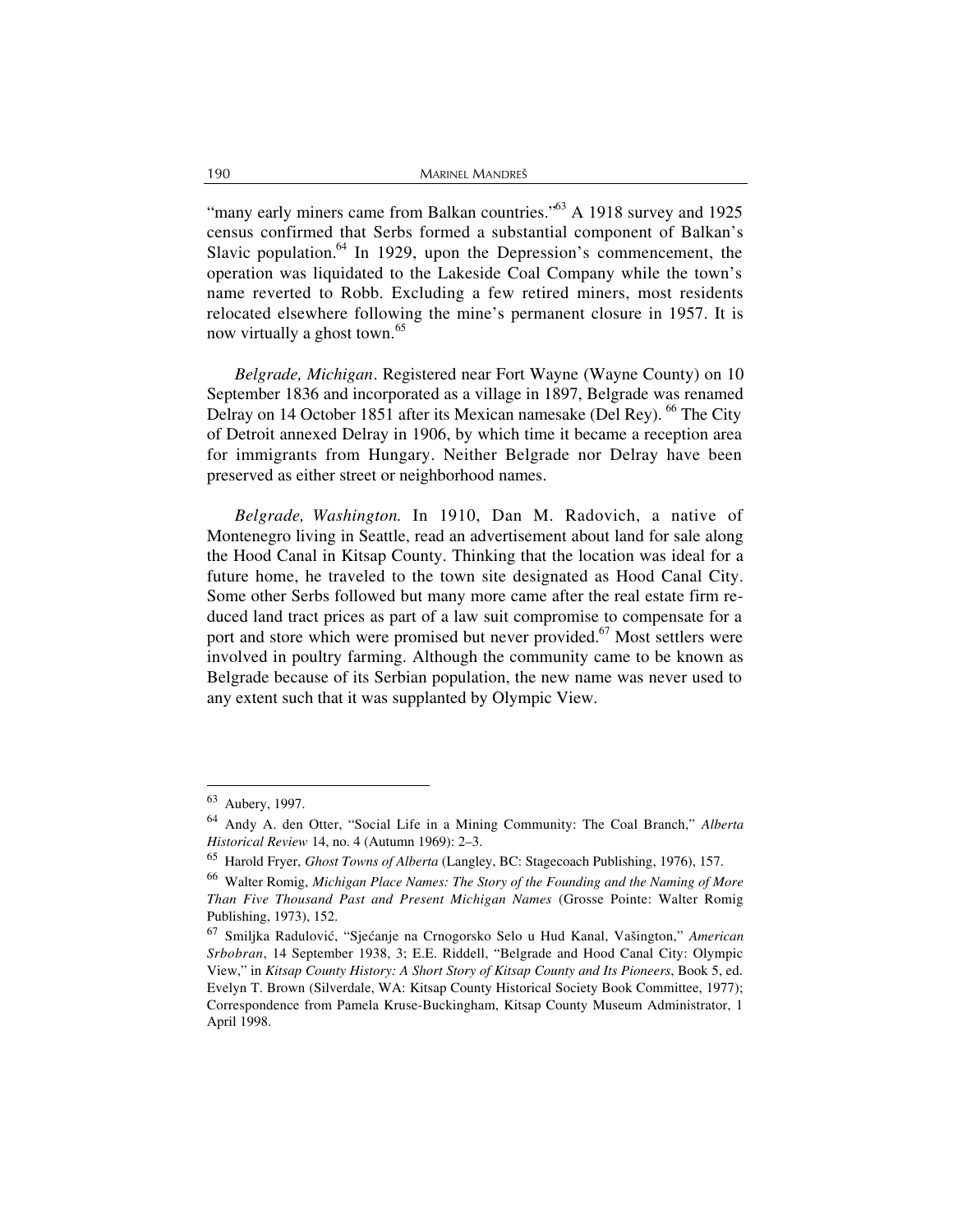"many early miners came from Balkan countries."[63] A 1918 survey and 1925 census confirmed that Serbs formed a substantial component of Balkan's Slavic population.[64] In 1929, upon the Depression's commencement, the operation was liquidated to the Lakeside Coal Company while the town's name reverted to Robb. Excluding a few retired miners, most residents relocated elsewhere following the mine's permanent closure in 1957. It is now virtually a ghost town.[65]

*Belgrade, Michigan*. Registered near Fort Wayne (Wayne County) on 10 September 1836 and incorporated as a village in 1897, Belgrade was renamed Delray on 14 October 1851 after its Mexican namesake (Del Rey).[66] The City of Detroit annexed Delray in 1906, by which time it became a reception area for immigrants from Hungary. Neither Belgrade nor Delray have been preserved as either street or neighborhood names.

*Belgrade, Washington.* In 1910, Dan M. Radovich, a native of Montenegro living in Seattle, read an advertisement about land for sale along the Hood Canal in Kitsap County. Thinking that the location was ideal for a future home, he traveled to the town site designated as Hood Canal City. Some other Serbs followed but many more came after the real estate firm reduced land tract prices as part of a law suit compromise to compensate for a port and store which were promised but never provided.[67] Most settlers were involved in poultry farming. Although the community came to be known as Belgrade because of its Serbian population, the new name was never used to any extent such that it was supplanted by Olympic View.

---

[63] Aubery, 1997.

[64] Andy A. den Otter, "Social Life in a Mining Community: The Coal Branch," *Alberta Historical Review* 14, no. 4 (Autumn 1969): 2–3.

[65] Harold Fryer, *Ghost Towns of Alberta* (Langley, BC: Stagecoach Publishing, 1976), 157.

[66] Walter Romig, *Michigan Place Names: The Story of the Founding and the Naming of More Than Five Thousand Past and Present Michigan Names* (Grosse Pointe: Walter Romig Publishing, 1973), 152.

[67] Smiljka Radulović, "Sjećanje na Crnogorsko Selo u Hud Kanal, Vašington," *American Srbobran*, 14 September 1938, 3; E.E. Riddell, "Belgrade and Hood Canal City: Olympic View," in *Kitsap County History: A Short Story of Kitsap County and Its Pioneers*, Book 5, ed. Evelyn T. Brown (Silverdale, WA: Kitsap County Historical Society Book Committee, 1977); Correspondence from Pamela Kruse-Buckingham, Kitsap County Museum Administrator, 1 April 1998.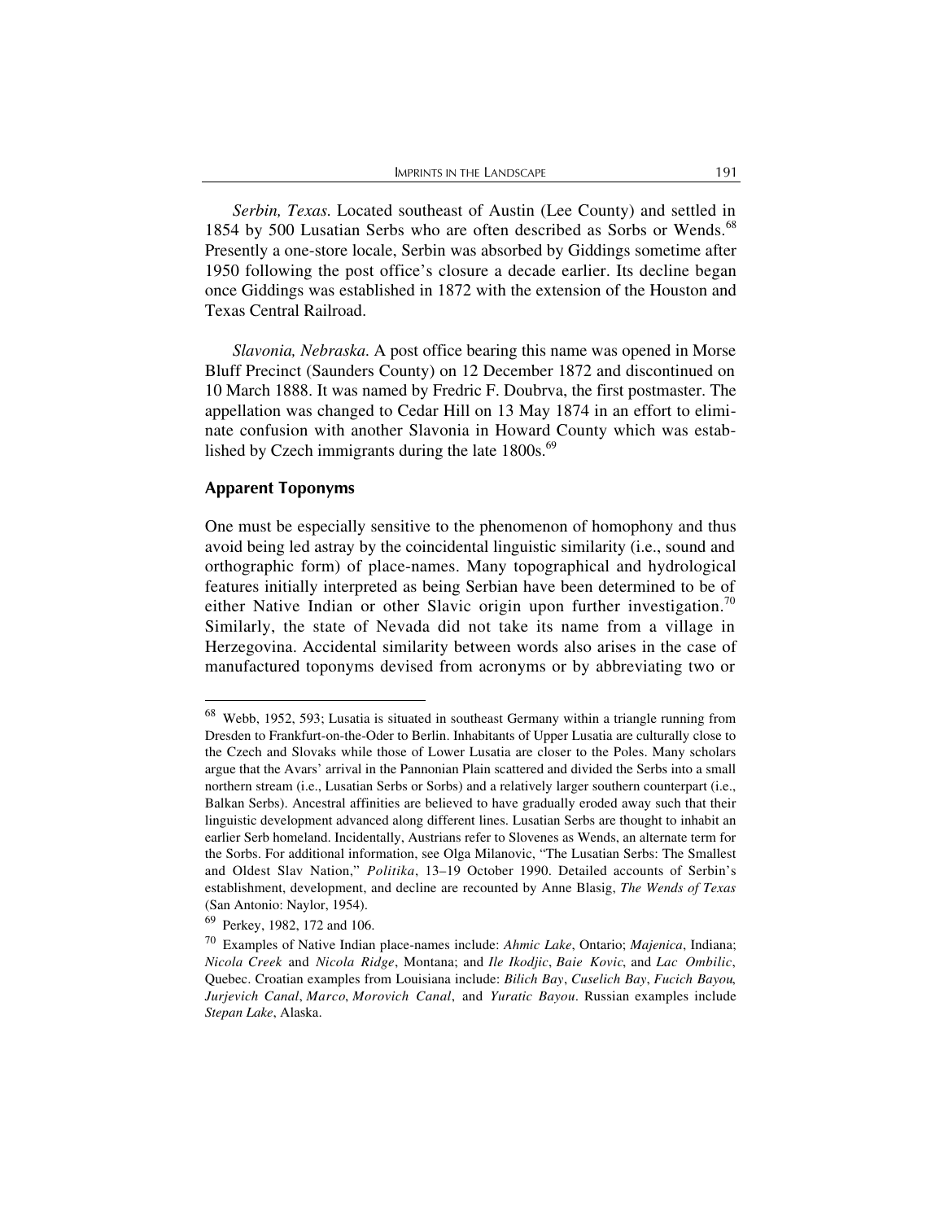*Serbin, Texas.* Located southeast of Austin (Lee County) and settled in 1854 by 500 Lusatian Serbs who are often described as Sorbs or Wends.[68] Presently a one-store locale, Serbin was absorbed by Giddings sometime after 1950 following the post office's closure a decade earlier. Its decline began once Giddings was established in 1872 with the extension of the Houston and Texas Central Railroad.

*Slavonia, Nebraska.* A post office bearing this name was opened in Morse Bluff Precinct (Saunders County) on 12 December 1872 and discontinued on 10 March 1888. It was named by Fredric F. Doubrva, the first postmaster. The appellation was changed to Cedar Hill on 13 May 1874 in an effort to eliminate confusion with another Slavonia in Howard County which was established by Czech immigrants during the late 1800s.[69]

### Apparent Toponyms

One must be especially sensitive to the phenomenon of homophony and thus avoid being led astray by the coincidental linguistic similarity (i.e., sound and orthographic form) of place-names. Many topographical and hydrological features initially interpreted as being Serbian have been determined to be of either Native Indian or other Slavic origin upon further investigation.[70] Similarly, the state of Nevada did not take its name from a village in Herzegovina. Accidental similarity between words also arises in the case of manufactured toponyms devised from acronyms or by abbreviating two or

---

[68] Webb, 1952, 593; Lusatia is situated in southeast Germany within a triangle running from Dresden to Frankfurt-on-the-Oder to Berlin. Inhabitants of Upper Lusatia are culturally close to the Czech and Slovaks while those of Lower Lusatia are closer to the Poles. Many scholars argue that the Avars' arrival in the Pannonian Plain scattered and divided the Serbs into a small northern stream (i.e., Lusatian Serbs or Sorbs) and a relatively larger southern counterpart (i.e., Balkan Serbs). Ancestral affinities are believed to have gradually eroded away such that their linguistic development advanced along different lines. Lusatian Serbs are thought to inhabit an earlier Serb homeland. Incidentally, Austrians refer to Slovenes as Wends, an alternate term for the Sorbs. For additional information, see Olga Milanovic, "The Lusatian Serbs: The Smallest and Oldest Slav Nation," *Politika*, 13–19 October 1990. Detailed accounts of Serbin's establishment, development, and decline are recounted by Anne Blasig, *The Wends of Texas* (San Antonio: Naylor, 1954).

[69] Perkey, 1982, 172 and 106.

[70] Examples of Native Indian place-names include: *Ahmic Lake*, Ontario; *Majenica*, Indiana; *Nicola Creek* and *Nicola Ridge*, Montana; and *Ile Ikodjic*, *Baie Kovic*, and *Lac Ombilic*, Quebec. Croatian examples from Louisiana include: *Bilich Bay*, *Cuselich Bay*, *Fucich Bayou*, *Jurjevich Canal*, *Marco*, *Morovich Canal*, and *Yuratic Bayou*. Russian examples include *Stepan Lake*, Alaska.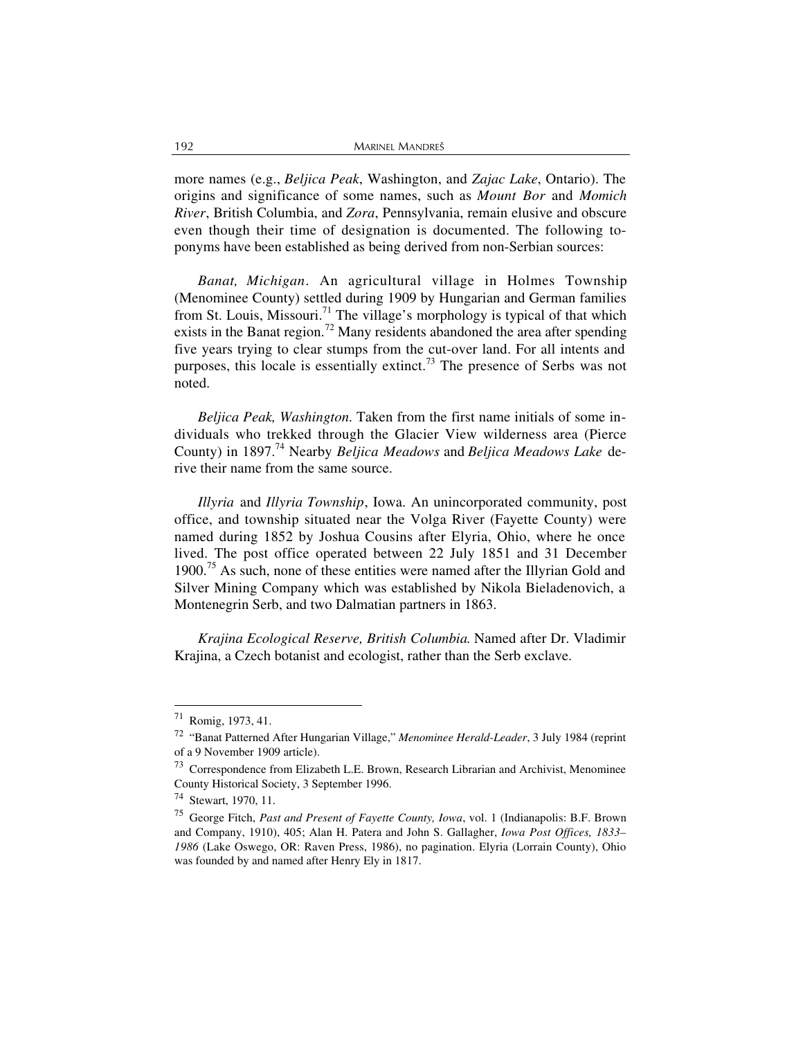more names (e.g., *Beljica Peak*, Washington, and *Zajac Lake*, Ontario). The origins and significance of some names, such as *Mount Bor* and *Momich River*, British Columbia, and *Zora*, Pennsylvania, remain elusive and obscure even though their time of designation is documented. The following toponyms have been established as being derived from non-Serbian sources:

*Banat, Michigan*. An agricultural village in Holmes Township (Menominee County) settled during 1909 by Hungarian and German families from St. Louis, Missouri.[71] The village's morphology is typical of that which exists in the Banat region.[72] Many residents abandoned the area after spending five years trying to clear stumps from the cut-over land. For all intents and purposes, this locale is essentially extinct.[73] The presence of Serbs was not noted.

*Beljica Peak, Washington.* Taken from the first name initials of some individuals who trekked through the Glacier View wilderness area (Pierce County) in 1897.[74] Nearby *Beljica Meadows* and *Beljica Meadows Lake* derive their name from the same source.

*Illyria* and *Illyria Township*, Iowa. An unincorporated community, post office, and township situated near the Volga River (Fayette County) were named during 1852 by Joshua Cousins after Elyria, Ohio, where he once lived. The post office operated between 22 July 1851 and 31 December 1900.[75] As such, none of these entities were named after the Illyrian Gold and Silver Mining Company which was established by Nikola Bieladenovich, a Montenegrin Serb, and two Dalmatian partners in 1863.

*Krajina Ecological Reserve, British Columbia.* Named after Dr. Vladimir Krajina, a Czech botanist and ecologist, rather than the Serb exclave.

---

[71] Romig, 1973, 41.

[72] "Banat Patterned After Hungarian Village," *Menominee Herald-Leader*, 3 July 1984 (reprint of a 9 November 1909 article).

[73] Correspondence from Elizabeth L.E. Brown, Research Librarian and Archivist, Menominee County Historical Society, 3 September 1996.

[74] Stewart, 1970, 11.

[75] George Fitch, *Past and Present of Fayette County, Iowa*, vol. 1 (Indianapolis: B.F. Brown and Company, 1910), 405; Alan H. Patera and John S. Gallagher, *Iowa Post Offices, 1833–1986* (Lake Oswego, OR: Raven Press, 1986), no pagination. Elyria (Lorrain County), Ohio was founded by and named after Henry Ely in 1817.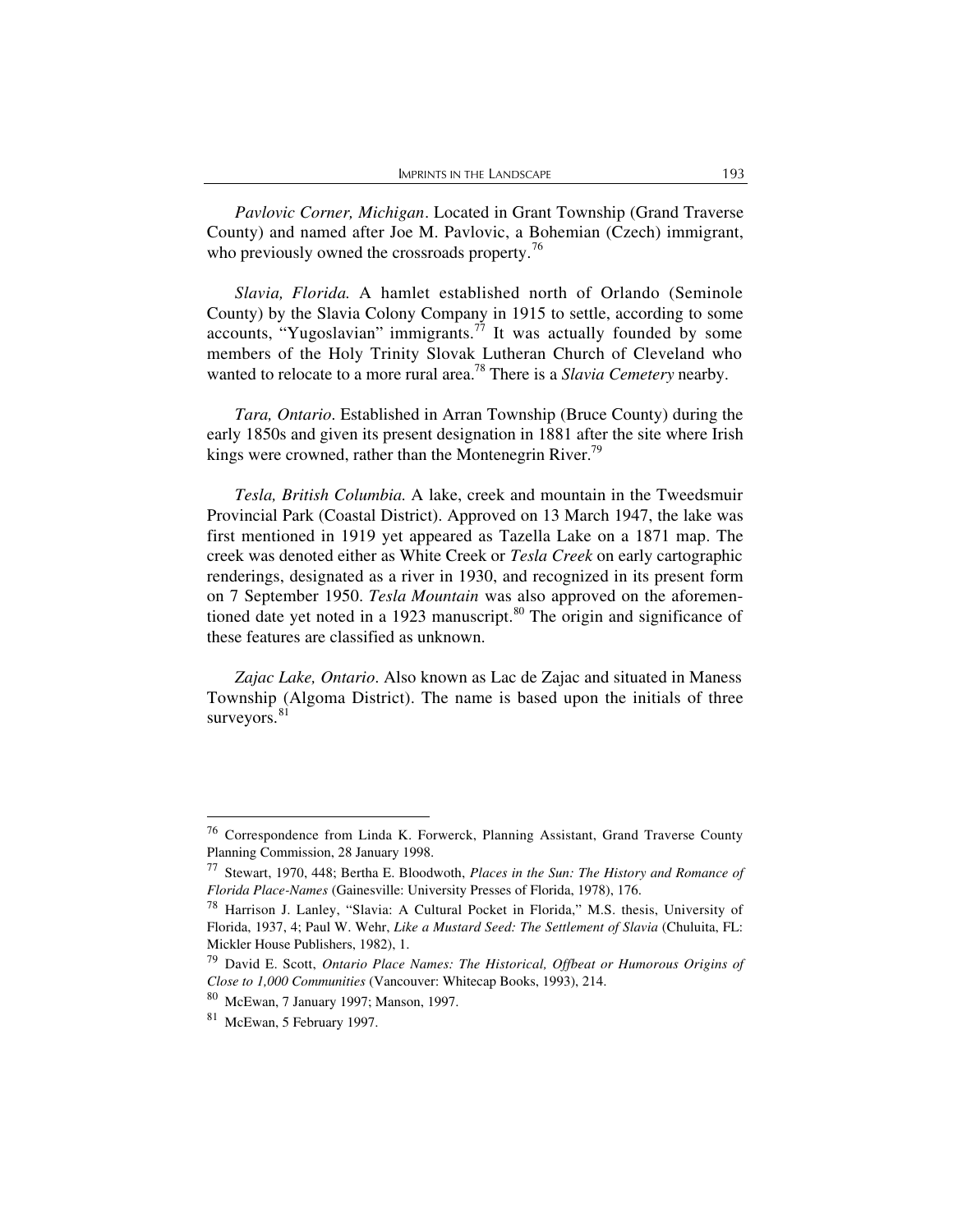*Pavlovic Corner, Michigan*. Located in Grant Township (Grand Traverse County) and named after Joe M. Pavlovic, a Bohemian (Czech) immigrant, who previously owned the crossroads property.[76]

*Slavia, Florida.* A hamlet established north of Orlando (Seminole County) by the Slavia Colony Company in 1915 to settle, according to some accounts, "Yugoslavian" immigrants.[77] It was actually founded by some members of the Holy Trinity Slovak Lutheran Church of Cleveland who wanted to relocate to a more rural area.[78] There is a *Slavia Cemetery* nearby.

*Tara, Ontario*. Established in Arran Township (Bruce County) during the early 1850s and given its present designation in 1881 after the site where Irish kings were crowned, rather than the Montenegrin River.[79]

*Tesla, British Columbia.* A lake, creek and mountain in the Tweedsmuir Provincial Park (Coastal District). Approved on 13 March 1947, the lake was first mentioned in 1919 yet appeared as Tazella Lake on a 1871 map. The creek was denoted either as White Creek or *Tesla Creek* on early cartographic renderings, designated as a river in 1930, and recognized in its present form on 7 September 1950. *Tesla Mountain* was also approved on the aforementioned date yet noted in a 1923 manuscript.[80] The origin and significance of these features are classified as unknown.

*Zajac Lake, Ontario*. Also known as Lac de Zajac and situated in Maness Township (Algoma District). The name is based upon the initials of three surveyors.[81]

---

[76] Correspondence from Linda K. Forwerck, Planning Assistant, Grand Traverse County Planning Commission, 28 January 1998.

[77] Stewart, 1970, 448; Bertha E. Bloodwoth, *Places in the Sun: The History and Romance of Florida Place-Names* (Gainesville: University Presses of Florida, 1978), 176.

[78] Harrison J. Lanley, "Slavia: A Cultural Pocket in Florida," M.S. thesis, University of Florida, 1937, 4; Paul W. Wehr, *Like a Mustard Seed: The Settlement of Slavia* (Chuluita, FL: Mickler House Publishers, 1982), 1.

[79] David E. Scott, *Ontario Place Names: The Historical, Offbeat or Humorous Origins of Close to 1,000 Communities* (Vancouver: Whitecap Books, 1993), 214.

[80] McEwan, 7 January 1997; Manson, 1997.

[81] McEwan, 5 February 1997.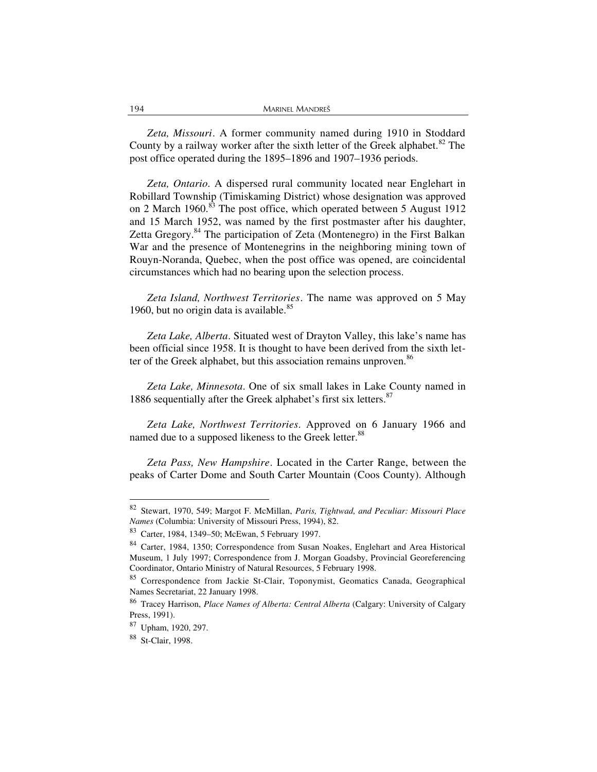*Zeta, Missouri*. A former community named during 1910 in Stoddard County by a railway worker after the sixth letter of the Greek alphabet.[82] The post office operated during the 1895–1896 and 1907–1936 periods.

*Zeta, Ontario*. A dispersed rural community located near Englehart in Robillard Township (Timiskaming District) whose designation was approved on 2 March 1960.[83] The post office, which operated between 5 August 1912 and 15 March 1952, was named by the first postmaster after his daughter, Zetta Gregory.[84] The participation of Zeta (Montenegro) in the First Balkan War and the presence of Montenegrins in the neighboring mining town of Rouyn-Noranda, Quebec, when the post office was opened, are coincidental circumstances which had no bearing upon the selection process.

*Zeta Island, Northwest Territories*. The name was approved on 5 May 1960, but no origin data is available.[85]

*Zeta Lake, Alberta*. Situated west of Drayton Valley, this lake's name has been official since 1958. It is thought to have been derived from the sixth letter of the Greek alphabet, but this association remains unproven.[86]

*Zeta Lake, Minnesota*. One of six small lakes in Lake County named in 1886 sequentially after the Greek alphabet's first six letters.[87]

*Zeta Lake, Northwest Territories*. Approved on 6 January 1966 and named due to a supposed likeness to the Greek letter.[88]

*Zeta Pass, New Hampshire*. Located in the Carter Range, between the peaks of Carter Dome and South Carter Mountain (Coos County). Although

---

82 Stewart, 1970, 549; Margot F. McMillan, *Paris, Tightwad, and Peculiar: Missouri Place Names* (Columbia: University of Missouri Press, 1994), 82.

83 Carter, 1984, 1349–50; McEwan, 5 February 1997.

84 Carter, 1984, 1350; Correspondence from Susan Noakes, Englehart and Area Historical Museum, 1 July 1997; Correspondence from J. Morgan Goadsby, Provincial Georeferencing Coordinator, Ontario Ministry of Natural Resources, 5 February 1998.

85 Correspondence from Jackie St-Clair, Toponymist, Geomatics Canada, Geographical Names Secretariat, 22 January 1998.

86 Tracey Harrison, *Place Names of Alberta: Central Alberta* (Calgary: University of Calgary Press, 1991).

87 Upham, 1920, 297.

88 St-Clair, 1998.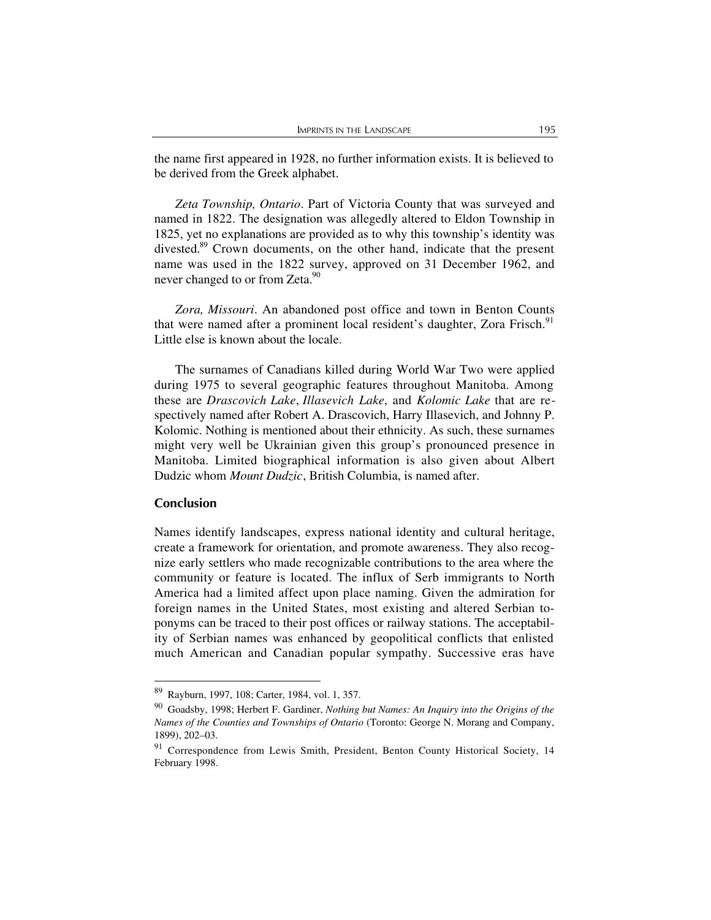the name first appeared in 1928, no further information exists. It is believed to be derived from the Greek alphabet.

*Zeta Township, Ontario*. Part of Victoria County that was surveyed and named in 1822. The designation was allegedly altered to Eldon Township in 1825, yet no explanations are provided as to why this township's identity was divested.[89] Crown documents, on the other hand, indicate that the present name was used in the 1822 survey, approved on 31 December 1962, and never changed to or from Zeta.[90]

*Zora, Missouri*. An abandoned post office and town in Benton Counts that were named after a prominent local resident's daughter, Zora Frisch.[91] Little else is known about the locale.

The surnames of Canadians killed during World War Two were applied during 1975 to several geographic features throughout Manitoba. Among these are *Drascovich Lake*, *Illasevich Lake*, and *Kolomic Lake* that are respectively named after Robert A. Drascovich, Harry Illasevich, and Johnny P. Kolomic. Nothing is mentioned about their ethnicity. As such, these surnames might very well be Ukrainian given this group's pronounced presence in Manitoba. Limited biographical information is also given about Albert Dudzic whom *Mount Dudzic*, British Columbia, is named after.

## Conclusion

Names identify landscapes, express national identity and cultural heritage, create a framework for orientation, and promote awareness. They also recognize early settlers who made recognizable contributions to the area where the community or feature is located. The influx of Serb immigrants to North America had a limited affect upon place naming. Given the admiration for foreign names in the United States, most existing and altered Serbian toponyms can be traced to their post offices or railway stations. The acceptability of Serbian names was enhanced by geopolitical conflicts that enlisted much American and Canadian popular sympathy. Successive eras have

---

[89] Rayburn, 1997, 108; Carter, 1984, vol. 1, 357.

[90] Goadsby, 1998; Herbert F. Gardiner, *Nothing but Names: An Inquiry into the Origins of the Names of the Counties and Townships of Ontario* (Toronto: George N. Morang and Company, 1899), 202–03.

[91] Correspondence from Lewis Smith, President, Benton County Historical Society, 14 February 1998.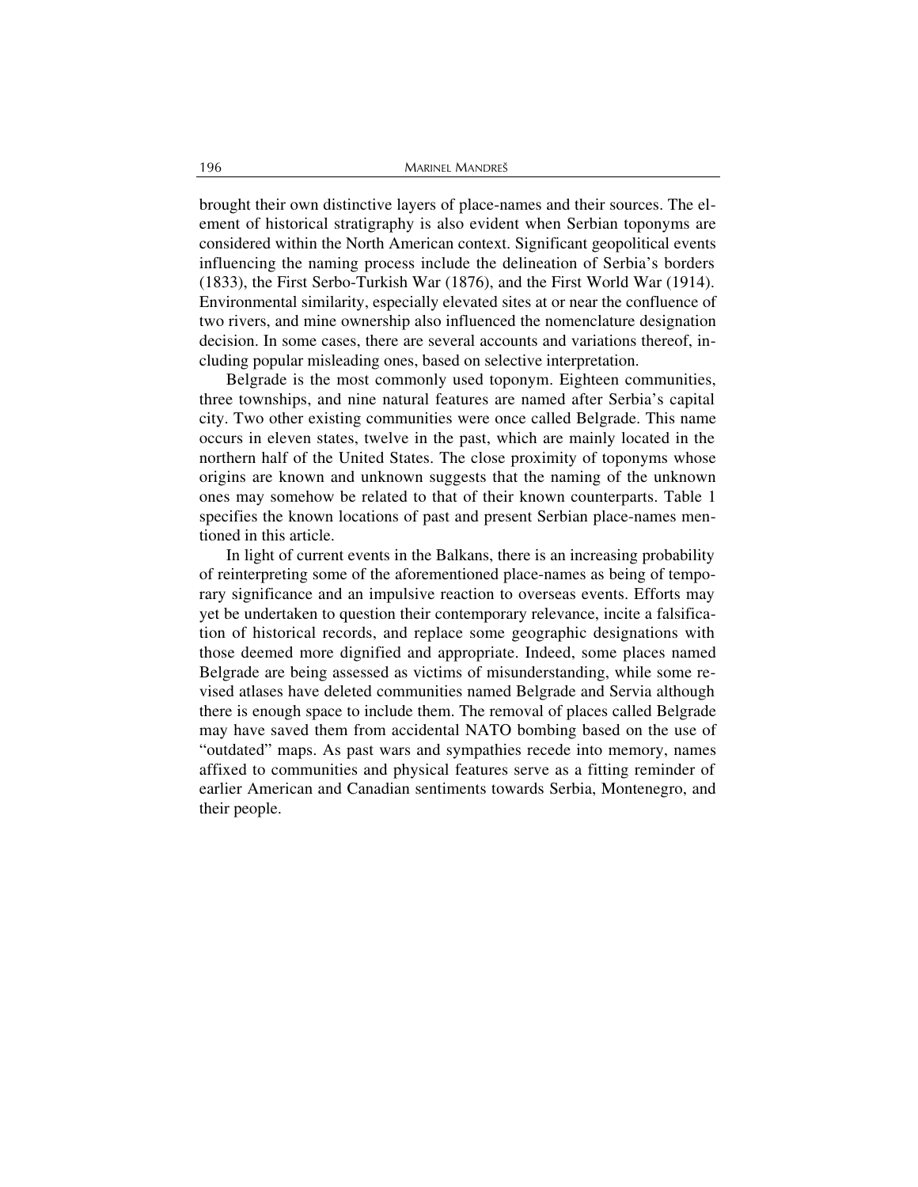brought their own distinctive layers of place-names and their sources. The element of historical stratigraphy is also evident when Serbian toponyms are considered within the North American context. Significant geopolitical events influencing the naming process include the delineation of Serbia's borders (1833), the First Serbo-Turkish War (1876), and the First World War (1914). Environmental similarity, especially elevated sites at or near the confluence of two rivers, and mine ownership also influenced the nomenclature designation decision. In some cases, there are several accounts and variations thereof, including popular misleading ones, based on selective interpretation.

Belgrade is the most commonly used toponym. Eighteen communities, three townships, and nine natural features are named after Serbia's capital city. Two other existing communities were once called Belgrade. This name occurs in eleven states, twelve in the past, which are mainly located in the northern half of the United States. The close proximity of toponyms whose origins are known and unknown suggests that the naming of the unknown ones may somehow be related to that of their known counterparts. Table 1 specifies the known locations of past and present Serbian place-names mentioned in this article.

In light of current events in the Balkans, there is an increasing probability of reinterpreting some of the aforementioned place-names as being of temporary significance and an impulsive reaction to overseas events. Efforts may yet be undertaken to question their contemporary relevance, incite a falsification of historical records, and replace some geographic designations with those deemed more dignified and appropriate. Indeed, some places named Belgrade are being assessed as victims of misunderstanding, while some revised atlases have deleted communities named Belgrade and Servia although there is enough space to include them. The removal of places called Belgrade may have saved them from accidental NATO bombing based on the use of "outdated" maps. As past wars and sympathies recede into memory, names affixed to communities and physical features serve as a fitting reminder of earlier American and Canadian sentiments towards Serbia, Montenegro, and their people.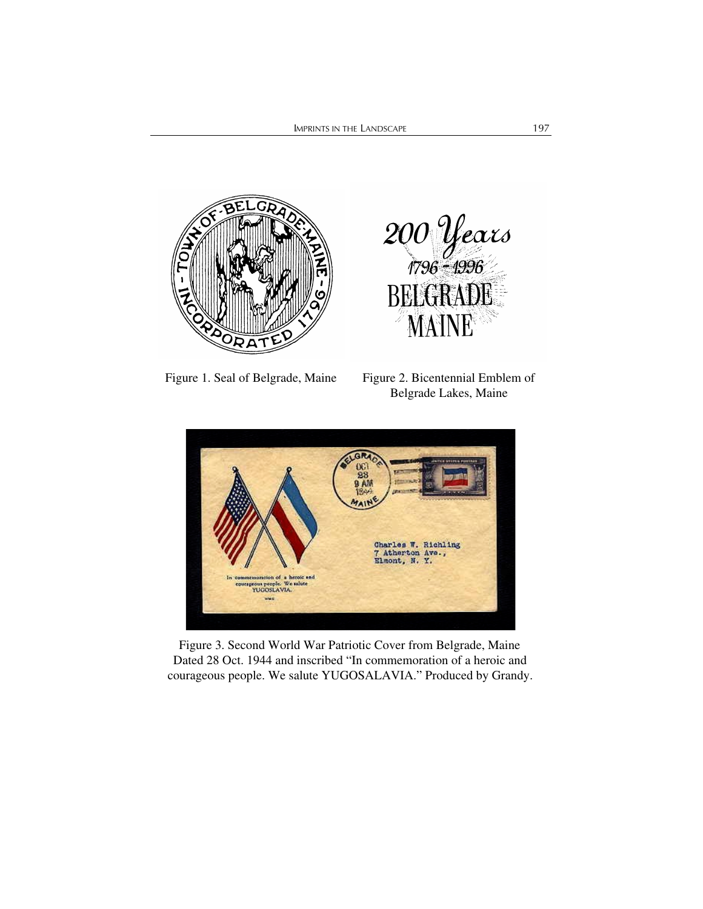Figure 1. Seal of Belgrade, Maine

Figure 2. Bicentennial Emblem of Belgrade Lakes, Maine

Figure 3. Second World War Patriotic Cover from Belgrade, Maine Dated 28 Oct. 1944 and inscribed "In commemoration of a heroic and courageous people. We salute YUGOSALAVIA." Produced by Grandy.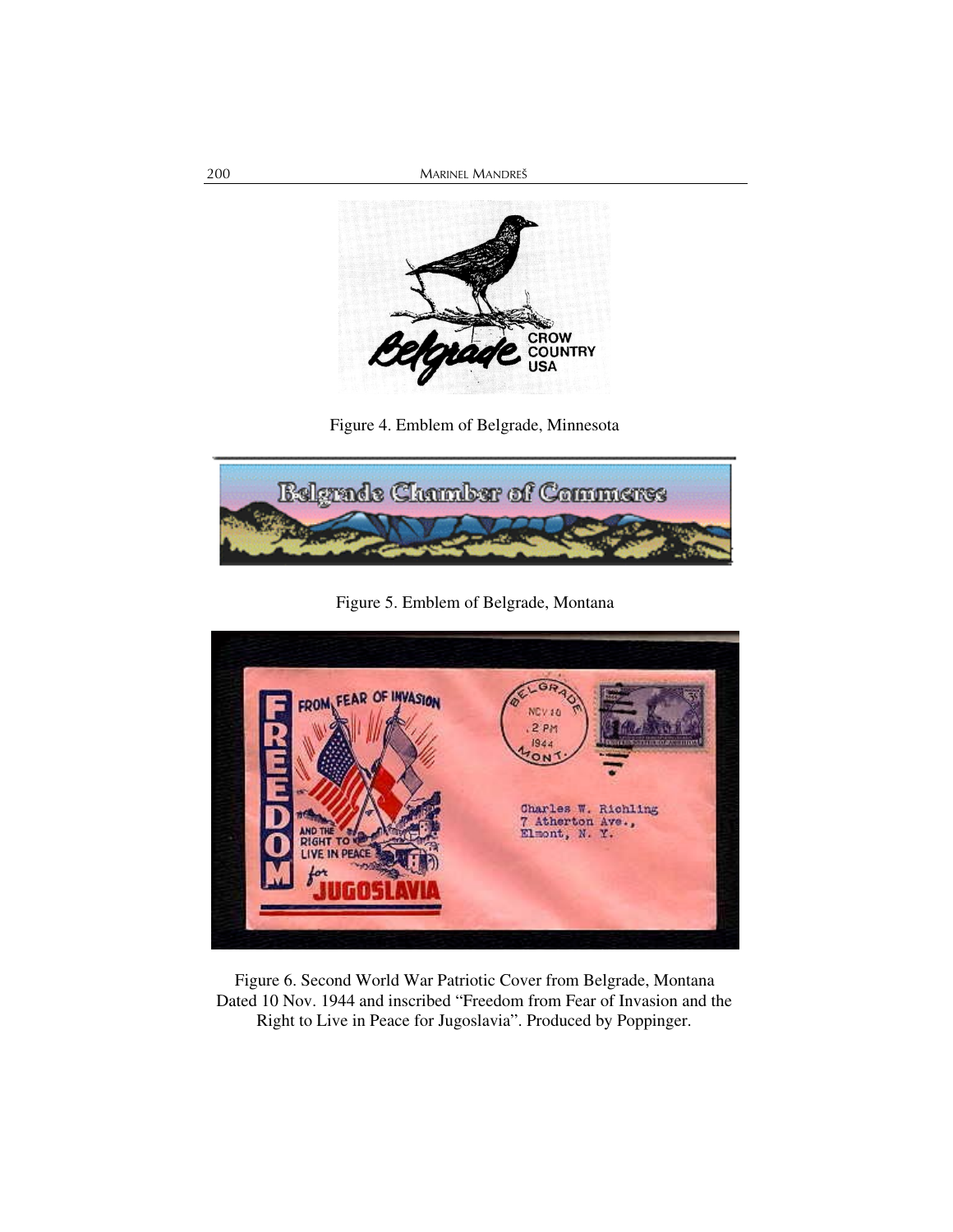Figure 4. Emblem of Belgrade, Minnesota

Figure 5. Emblem of Belgrade, Montana

Figure 6. Second World War Patriotic Cover from Belgrade, Montana Dated 10 Nov. 1944 and inscribed “Freedom from Fear of Invasion and the Right to Live in Peace for Jugoslavia”. Produced by Poppinger.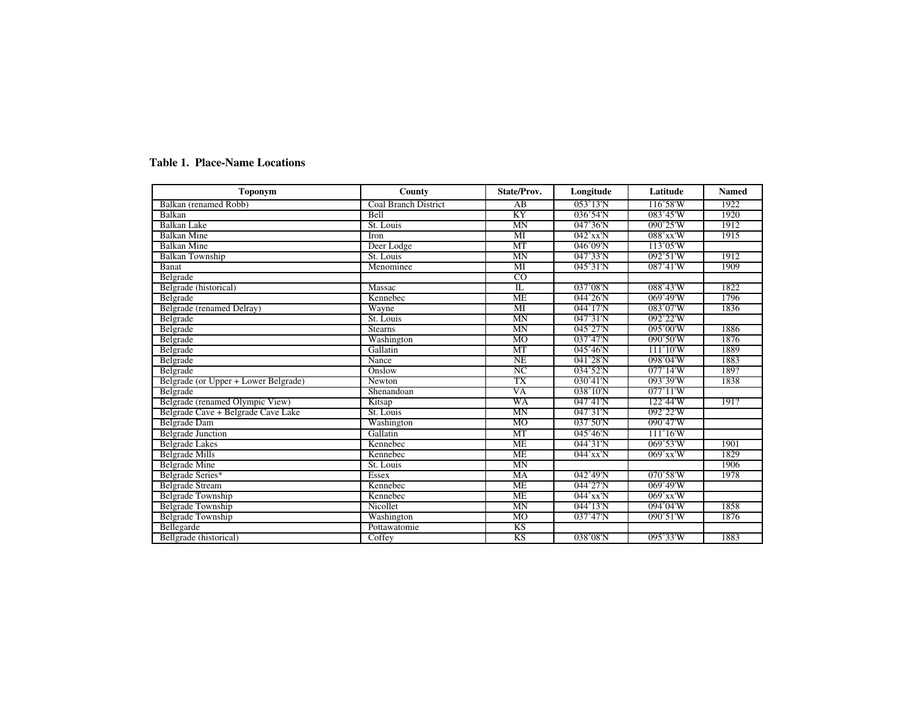**Table 1. Place-Name Locations**

| Toponym | County | State/Prov. | Longitude | Latitude | Named |
|---|---|---|---|---|---|
| Balkan (renamed Robb) | Coal Branch District | AB | 053˚13'N | 116˚58'W | 1922 |
| Balkan | Bell | KY | 036˚54'N | 083˚45'W | 1920 |
| Balkan Lake | St. Louis | MN | 047˚36'N | 090˚25'W | 1912 |
| Balkan Mine | Iron | MI | 042˚xx'N | 088˚xx'W | 1915 |
| Balkan Mine | Deer Lodge | MT | 046˚09'N | 113˚05'W | |
| Balkan Township | St. Louis | MN | 047˚33'N | 092˚51'W | 1912 |
| Banat | Menominee | MI | 045˚31'N | 087˚41'W | 1909 |
| Belgrade | | CO | | | |
| Belgrade (historical) | Massac | IL | 037˚08'N | 088˚43'W | 1822 |
| Belgrade | Kennebec | ME | 044˚26'N | 069˚49'W | 1796 |
| Belgrade (renamed Delray) | Wayne | MI | 044˚17'N | 083˚07'W | 1836 |
| Belgrade | St. Louis | MN | 047˚31'N | 092˚22'W | |
| Belgrade | Stearns | MN | 045˚27'N | 095˚00'W | 1886 |
| Belgrade | Washington | MO | 037˚47'N | 090˚50'W | 1876 |
| Belgrade | Gallatin | MT | 045˚46'N | 111˚10'W | 1889 |
| Belgrade | Nance | NE | 041˚28'N | 098˚04'W | 1883 |
| Belgrade | Onslow | NC | 034˚52'N | 077˚14'W | 189? |
| Belgrade (or Upper + Lower Belgrade) | Newton | TX | 030˚41'N | 093˚39'W | 1838 |
| Belgrade | Shenandoan | VA | 038˚10'N | 077˚11'W | |
| Belgrade (renamed Olympic View) | Kitsap | WA | 047˚41'N | 122˚44'W | 191? |
| Belgrade Cave + Belgrade Cave Lake | St. Louis | MN | 047˚31'N | 092˚22'W | |
| Belgrade Dam | Washington | MO | 037˚50'N | 090˚47'W | |
| Belgrade Junction | Gallatin | MT | 045˚46'N | 111˚16'W | |
| Belgrade Lakes | Kennebec | ME | 044˚31'N | 069˚53'W | 1901 |
| Belgrade Mills | Kennebec | ME | 044˚xx'N | 069˚xx'W | 1829 |
| Belgrade Mine | St. Louis | MN | | | 1906 |
| Belgrade Series* | Essex | MA | 042˚49'N | 070˚58'W | 1978 |
| Belgrade Stream | Kennebec | ME | 044˚27'N | 069˚49'W | |
| Belgrade Township | Kennebec | ME | 044˚xx'N | 069˚xx'W | |
| Belgrade Township | Nicollet | MN | 044˚13'N | 094˚04'W | 1858 |
| Belgrade Township | Washington | MO | 037˚47'N | 090˚51'W | 1876 |
| Bellegarde | Pottawatomie | KS | | | |
| Bellgrade (historical) | Coffey | KS | 038˚08'N | 095˚33'W | 1883 |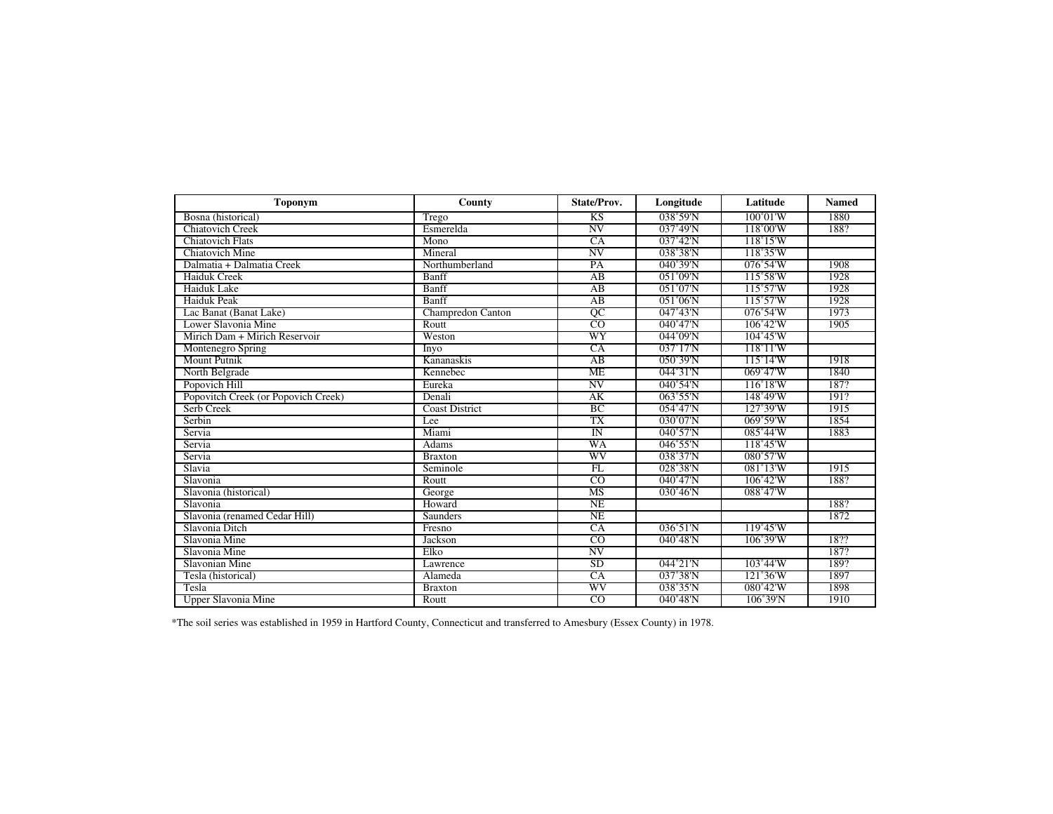| Toponym | County | State/Prov. | Longitude | Latitude | Named |
|---|---|---|---|---|---|
| Bosna (historical) | Trego | KS | 038˚59'N | 100˚01'W | 1880 |
| Chiatovich Creek | Esmerelda | NV | 037˚49'N | 118˚00'W | 188? |
| Chiatovich Flats | Mono | CA | 037˚42'N | 118˚15'W | |
| Chiatovich Mine | Mineral | NV | 038˚38'N | 118˚35'W | |
| Dalmatia + Dalmatia Creek | Northumberland | PA | 040˚39'N | 076˚54'W | 1908 |
| Haiduk Creek | Banff | AB | 051˚09'N | 115˚58'W | 1928 |
| Haiduk Lake | Banff | AB | 051˚07'N | 115˚57'W | 1928 |
| Haiduk Peak | Banff | AB | 051˚06'N | 115˚57'W | 1928 |
| Lac Banat (Banat Lake) | Champredon Canton | QC | 047˚43'N | 076˚54'W | 1973 |
| Lower Slavonia Mine | Routt | CO | 040˚47'N | 106˚42'W | 1905 |
| Mirich Dam + Mirich Reservoir | Weston | WY | 044˚09'N | 104˚45'W | |
| Montenegro Spring | Inyo | CA | 037˚17'N | 118˚11'W | |
| Mount Putnik | Kananaskis | AB | 050˚39'N | 115˚14'W | 1918 |
| North Belgrade | Kennebec | ME | 044˚31'N | 069˚47'W | 1840 |
| Popovich Hill | Eureka | NV | 040˚54'N | 116˚18'W | 187? |
| Popovitch Creek (or Popovich Creek) | Denali | AK | 063˚55'N | 148˚49'W | 191? |
| Serb Creek | Coast District | BC | 054˚47'N | 127˚39'W | 1915 |
| Serbin | Lee | TX | 030˚07'N | 069˚59'W | 1854 |
| Servia | Miami | IN | 040˚57'N | 085˚44'W | 1883 |
| Servia | Adams | WA | 046˚55'N | 118˚45'W | |
| Servia | Braxton | WV | 038˚37'N | 080˚57'W | |
| Slavia | Seminole | FL | 028˚38'N | 081˚13'W | 1915 |
| Slavonia | Routt | CO | 040˚47'N | 106˚42'W | 188? |
| Slavonia (historical) | George | MS | 030˚46'N | 088˚47'W | |
| Slavonia | Howard | NE | | | 188? |
| Slavonia (renamed Cedar Hill) | Saunders | NE | | | 1872 |
| Slavonia Ditch | Fresno | CA | 036˚51'N | 119˚45'W | |
| Slavonia Mine | Jackson | CO | 040˚48'N | 106˚39'W | 18?? |
| Slavonia Mine | Elko | NV | | | 187? |
| Slavonian Mine | Lawrence | SD | 044˚21'N | 103˚44'W | 189? |
| Tesla (historical) | Alameda | CA | 037˚38'N | 121˚36'W | 1897 |
| Tesla | Braxton | WV | 038˚35'N | 080˚42'W | 1898 |
| Upper Slavonia Mine | Routt | CO | 040˚48'N | 106˚39'N | 1910 |

*The soil series was established in 1959 in Hartford County, Connecticut and transferred to Amesbury (Essex County) in 1978.